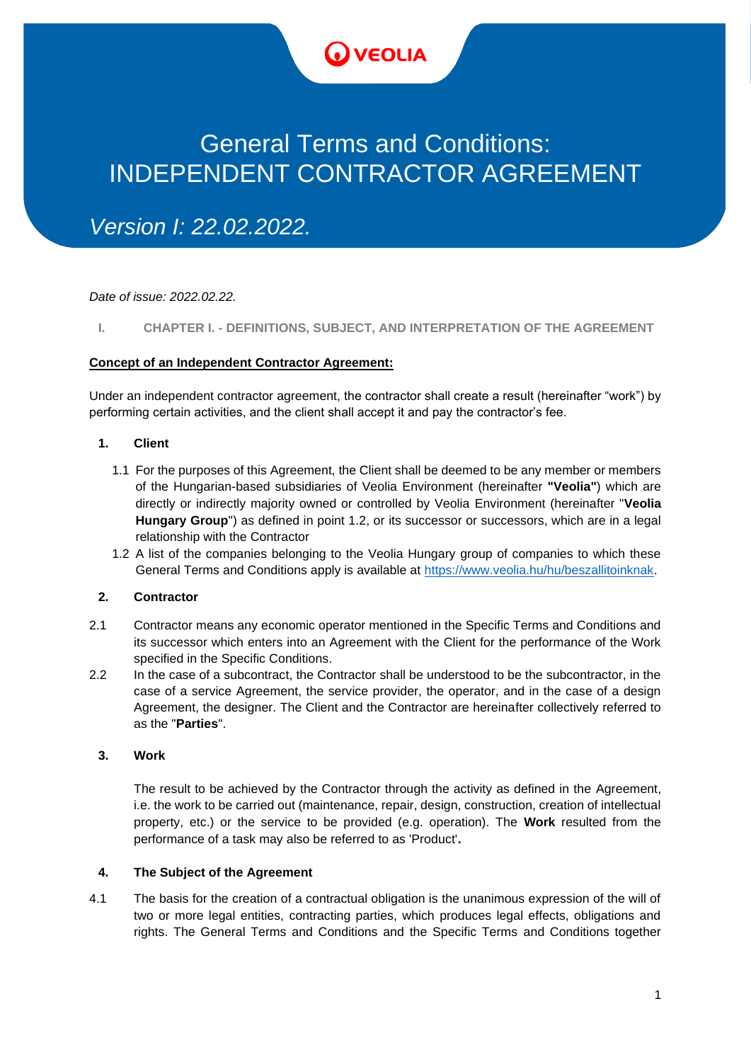VEOLIA

# General Terms and Conditions: INDEPENDENT CONTRACTOR AGREEMENT

## *Version I: 22.02.2022.*

*Date of issue: 2022.02.22.*

## I. CHAPTER I. - DEFINITIONS, SUBJECT, AND INTERPRETATION OF THE AGREEMENT

**Concept of an Independent Contractor Agreement:**

Under an independent contractor agreement, the contractor shall create a result (hereinafter "work") by performing certain activities, and the client shall accept it and pay the contractor's fee.

### 1. Client

1.1 For the purposes of this Agreement, the Client shall be deemed to be any member or members of the Hungarian-based subsidiaries of Veolia Environment (hereinafter **"Veolia"**) which are directly or indirectly majority owned or controlled by Veolia Environment (hereinafter "**Veolia Hungary Group**") as defined in point 1.2, or its successor or successors, which are in a legal relationship with the Contractor

1.2 A list of the companies belonging to the Veolia Hungary group of companies to which these General Terms and Conditions apply is available at [https://www.veolia.hu/hu/beszallitoinknak](https://www.veolia.hu/hu/beszallitoinknak).

### 2. Contractor

2.1 Contractor means any economic operator mentioned in the Specific Terms and Conditions and its successor which enters into an Agreement with the Client for the performance of the Work specified in the Specific Conditions.

2.2 In the case of a subcontract, the Contractor shall be understood to be the subcontractor, in the case of a service Agreement, the service provider, the operator, and in the case of a design Agreement, the designer. The Client and the Contractor are hereinafter collectively referred to as the "**Parties**".

### 3. Work

The result to be achieved by the Contractor through the activity as defined in the Agreement, i.e. the work to be carried out (maintenance, repair, design, construction, creation of intellectual property, etc.) or the service to be provided (e.g. operation). The **Work** resulted from the performance of a task may also be referred to as 'Product'**.**

### 4. The Subject of the Agreement

4.1 The basis for the creation of a contractual obligation is the unanimous expression of the will of two or more legal entities, contracting parties, which produces legal effects, obligations and rights. The General Terms and Conditions and the Specific Terms and Conditions together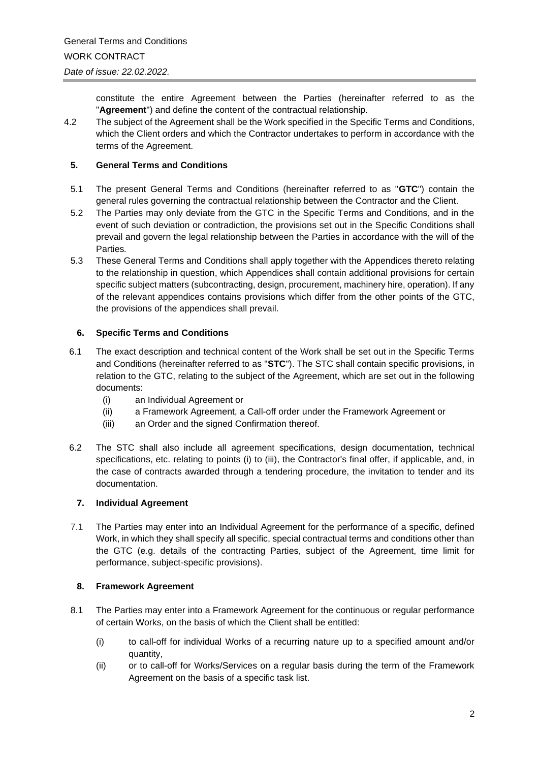constitute the entire Agreement between the Parties (hereinafter referred to as the "**Agreement**") and define the content of the contractual relationship.

4.2 The subject of the Agreement shall be the Work specified in the Specific Terms and Conditions, which the Client orders and which the Contractor undertakes to perform in accordance with the terms of the Agreement.

## 5. General Terms and Conditions

5.1 The present General Terms and Conditions (hereinafter referred to as "**GTC**") contain the general rules governing the contractual relationship between the Contractor and the Client.

5.2 The Parties may only deviate from the GTC in the Specific Terms and Conditions, and in the event of such deviation or contradiction, the provisions set out in the Specific Conditions shall prevail and govern the legal relationship between the Parties in accordance with the will of the Parties*.*

5.3 These General Terms and Conditions shall apply together with the Appendices thereto relating to the relationship in question, which Appendices shall contain additional provisions for certain specific subject matters (subcontracting, design, procurement, machinery hire, operation). If any of the relevant appendices contains provisions which differ from the other points of the GTC, the provisions of the appendices shall prevail.

## 6. Specific Terms and Conditions

6.1 The exact description and technical content of the Work shall be set out in the Specific Terms and Conditions (hereinafter referred to as "**STC**"). The STC shall contain specific provisions, in relation to the GTC, relating to the subject of the Agreement, which are set out in the following documents:

- (i) an Individual Agreement or
- (ii) a Framework Agreement, a Call-off order under the Framework Agreement or
- (iii) an Order and the signed Confirmation thereof.

6.2 The STC shall also include all agreement specifications, design documentation, technical specifications, etc. relating to points (i) to (iii), the Contractor's final offer, if applicable, and, in the case of contracts awarded through a tendering procedure, the invitation to tender and its documentation.

## 7. Individual Agreement

7.1 The Parties may enter into an Individual Agreement for the performance of a specific, defined Work, in which they shall specify all specific, special contractual terms and conditions other than the GTC (e.g. details of the contracting Parties, subject of the Agreement, time limit for performance, subject-specific provisions).

## 8. Framework Agreement

8.1 The Parties may enter into a Framework Agreement for the continuous or regular performance of certain Works, on the basis of which the Client shall be entitled:

- (i) to call-off for individual Works of a recurring nature up to a specified amount and/or quantity,
- (ii) or to call-off for Works/Services on a regular basis during the term of the Framework Agreement on the basis of a specific task list.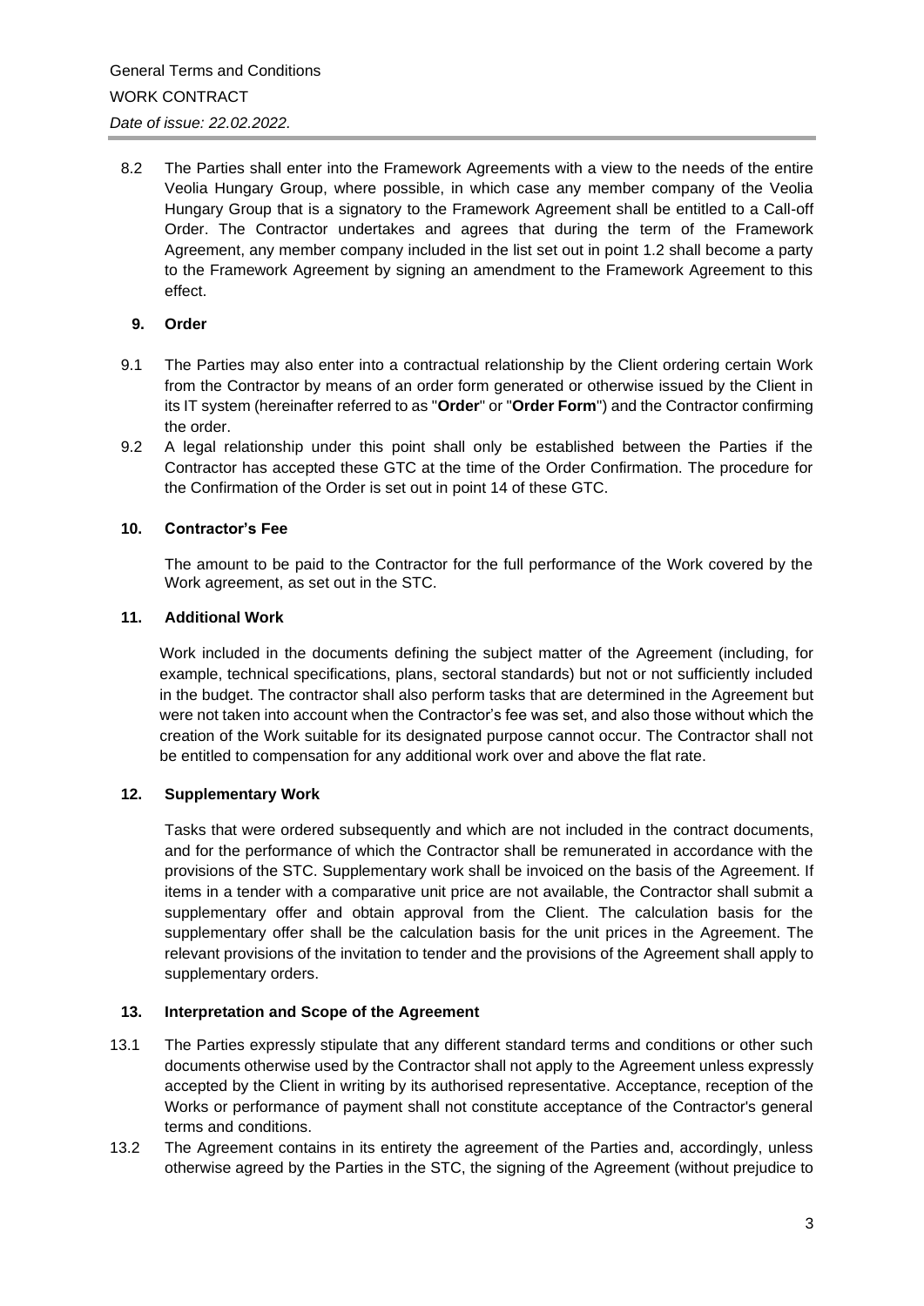8.2 The Parties shall enter into the Framework Agreements with a view to the needs of the entire Veolia Hungary Group, where possible, in which case any member company of the Veolia Hungary Group that is a signatory to the Framework Agreement shall be entitled to a Call-off Order. The Contractor undertakes and agrees that during the term of the Framework Agreement, any member company included in the list set out in point 1.2 shall become a party to the Framework Agreement by signing an amendment to the Framework Agreement to this effect.

## 9. Order

9.1 The Parties may also enter into a contractual relationship by the Client ordering certain Work from the Contractor by means of an order form generated or otherwise issued by the Client in its IT system (hereinafter referred to as "**Order**" or "**Order Form**") and the Contractor confirming the order.

9.2 A legal relationship under this point shall only be established between the Parties if the Contractor has accepted these GTC at the time of the Order Confirmation. The procedure for the Confirmation of the Order is set out in point 14 of these GTC.

## 10. Contractor's Fee

The amount to be paid to the Contractor for the full performance of the Work covered by the Work agreement, as set out in the STC.

## 11. Additional Work

Work included in the documents defining the subject matter of the Agreement (including, for example, technical specifications, plans, sectoral standards) but not or not sufficiently included in the budget. The contractor shall also perform tasks that are determined in the Agreement but were not taken into account when the Contractor's fee was set, and also those without which the creation of the Work suitable for its designated purpose cannot occur. The Contractor shall not be entitled to compensation for any additional work over and above the flat rate.

## 12. Supplementary Work

Tasks that were ordered subsequently and which are not included in the contract documents, and for the performance of which the Contractor shall be remunerated in accordance with the provisions of the STC. Supplementary work shall be invoiced on the basis of the Agreement. If items in a tender with a comparative unit price are not available, the Contractor shall submit a supplementary offer and obtain approval from the Client. The calculation basis for the supplementary offer shall be the calculation basis for the unit prices in the Agreement. The relevant provisions of the invitation to tender and the provisions of the Agreement shall apply to supplementary orders.

## 13. Interpretation and Scope of the Agreement

13.1 The Parties expressly stipulate that any different standard terms and conditions or other such documents otherwise used by the Contractor shall not apply to the Agreement unless expressly accepted by the Client in writing by its authorised representative. Acceptance, reception of the Works or performance of payment shall not constitute acceptance of the Contractor's general terms and conditions.

13.2 The Agreement contains in its entirety the agreement of the Parties and, accordingly, unless otherwise agreed by the Parties in the STC, the signing of the Agreement (without prejudice to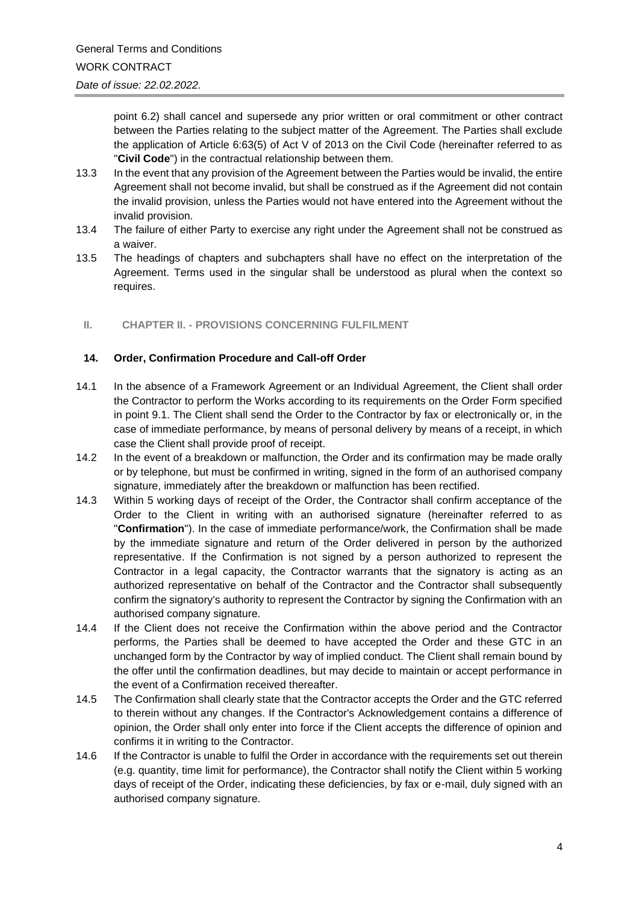point 6.2) shall cancel and supersede any prior written or oral commitment or other contract between the Parties relating to the subject matter of the Agreement. The Parties shall exclude the application of Article 6:63(5) of Act V of 2013 on the Civil Code (hereinafter referred to as "**Civil Code**") in the contractual relationship between them.

13.3 In the event that any provision of the Agreement between the Parties would be invalid, the entire Agreement shall not become invalid, but shall be construed as if the Agreement did not contain the invalid provision, unless the Parties would not have entered into the Agreement without the invalid provision.

13.4 The failure of either Party to exercise any right under the Agreement shall not be construed as a waiver.

13.5 The headings of chapters and subchapters shall have no effect on the interpretation of the Agreement. Terms used in the singular shall be understood as plural when the context so requires.

## II. CHAPTER II. - PROVISIONS CONCERNING FULFILMENT

### 14. Order, Confirmation Procedure and Call-off Order

14.1 In the absence of a Framework Agreement or an Individual Agreement, the Client shall order the Contractor to perform the Works according to its requirements on the Order Form specified in point 9.1. The Client shall send the Order to the Contractor by fax or electronically or, in the case of immediate performance, by means of personal delivery by means of a receipt, in which case the Client shall provide proof of receipt.

14.2 In the event of a breakdown or malfunction, the Order and its confirmation may be made orally or by telephone, but must be confirmed in writing, signed in the form of an authorised company signature, immediately after the breakdown or malfunction has been rectified.

14.3 Within 5 working days of receipt of the Order, the Contractor shall confirm acceptance of the Order to the Client in writing with an authorised signature (hereinafter referred to as "**Confirmation**"). In the case of immediate performance/work, the Confirmation shall be made by the immediate signature and return of the Order delivered in person by the authorized representative. If the Confirmation is not signed by a person authorized to represent the Contractor in a legal capacity, the Contractor warrants that the signatory is acting as an authorized representative on behalf of the Contractor and the Contractor shall subsequently confirm the signatory's authority to represent the Contractor by signing the Confirmation with an authorised company signature.

14.4 If the Client does not receive the Confirmation within the above period and the Contractor performs, the Parties shall be deemed to have accepted the Order and these GTC in an unchanged form by the Contractor by way of implied conduct. The Client shall remain bound by the offer until the confirmation deadlines, but may decide to maintain or accept performance in the event of a Confirmation received thereafter.

14.5 The Confirmation shall clearly state that the Contractor accepts the Order and the GTC referred to therein without any changes. If the Contractor's Acknowledgement contains a difference of opinion, the Order shall only enter into force if the Client accepts the difference of opinion and confirms it in writing to the Contractor.

14.6 If the Contractor is unable to fulfil the Order in accordance with the requirements set out therein (e.g. quantity, time limit for performance), the Contractor shall notify the Client within 5 working days of receipt of the Order, indicating these deficiencies, by fax or e-mail, duly signed with an authorised company signature.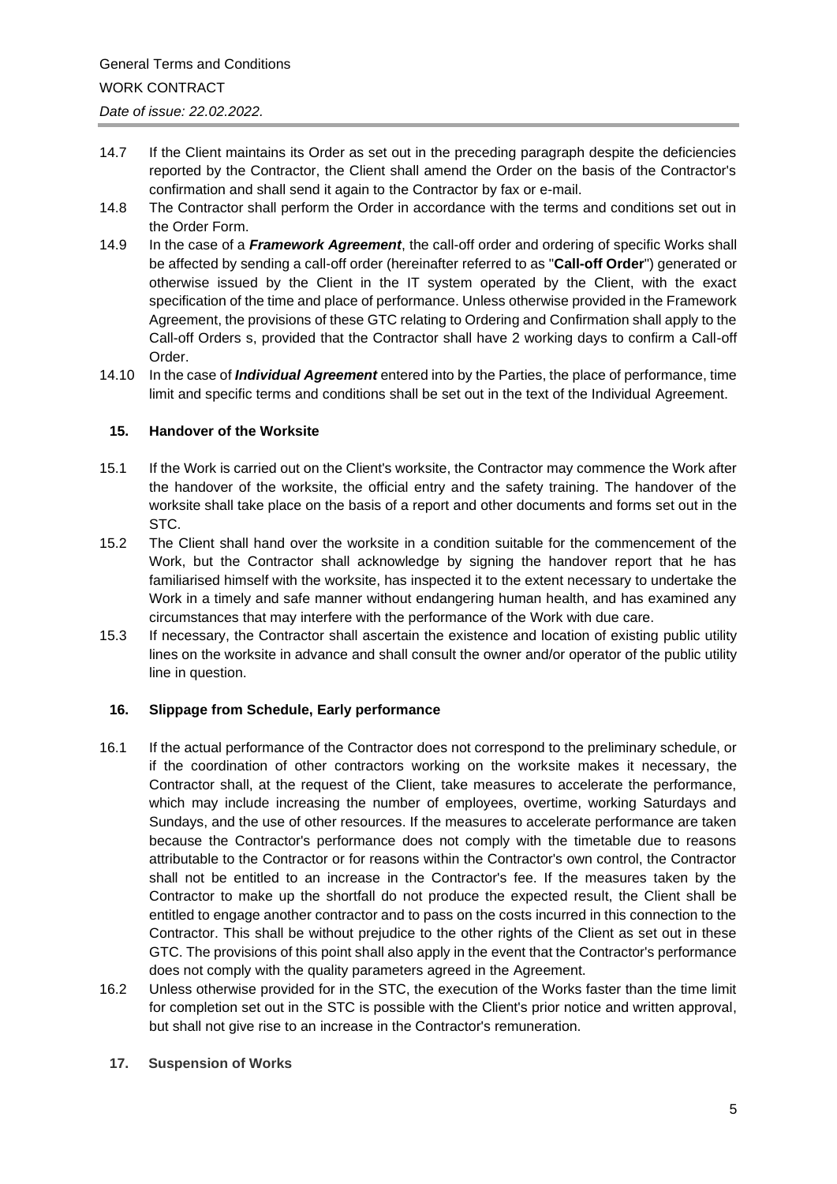14.7 If the Client maintains its Order as set out in the preceding paragraph despite the deficiencies reported by the Contractor, the Client shall amend the Order on the basis of the Contractor's confirmation and shall send it again to the Contractor by fax or e-mail.

14.8 The Contractor shall perform the Order in accordance with the terms and conditions set out in the Order Form.

14.9 In the case of a ***Framework Agreement***, the call-off order and ordering of specific Works shall be affected by sending a call-off order (hereinafter referred to as "**Call-off Order**") generated or otherwise issued by the Client in the IT system operated by the Client, with the exact specification of the time and place of performance. Unless otherwise provided in the Framework Agreement, the provisions of these GTC relating to Ordering and Confirmation shall apply to the Call-off Orders s, provided that the Contractor shall have 2 working days to confirm a Call-off Order.

14.10 In the case of ***Individual Agreement*** entered into by the Parties, the place of performance, time limit and specific terms and conditions shall be set out in the text of the Individual Agreement.

## 15. Handover of the Worksite

15.1 If the Work is carried out on the Client's worksite, the Contractor may commence the Work after the handover of the worksite, the official entry and the safety training. The handover of the worksite shall take place on the basis of a report and other documents and forms set out in the STC.

15.2 The Client shall hand over the worksite in a condition suitable for the commencement of the Work, but the Contractor shall acknowledge by signing the handover report that he has familiarised himself with the worksite, has inspected it to the extent necessary to undertake the Work in a timely and safe manner without endangering human health, and has examined any circumstances that may interfere with the performance of the Work with due care.

15.3 If necessary, the Contractor shall ascertain the existence and location of existing public utility lines on the worksite in advance and shall consult the owner and/or operator of the public utility line in question.

## 16. Slippage from Schedule, Early performance

16.1 If the actual performance of the Contractor does not correspond to the preliminary schedule, or if the coordination of other contractors working on the worksite makes it necessary, the Contractor shall, at the request of the Client, take measures to accelerate the performance, which may include increasing the number of employees, overtime, working Saturdays and Sundays, and the use of other resources. If the measures to accelerate performance are taken because the Contractor's performance does not comply with the timetable due to reasons attributable to the Contractor or for reasons within the Contractor's own control, the Contractor shall not be entitled to an increase in the Contractor's fee. If the measures taken by the Contractor to make up the shortfall do not produce the expected result, the Client shall be entitled to engage another contractor and to pass on the costs incurred in this connection to the Contractor. This shall be without prejudice to the other rights of the Client as set out in these GTC. The provisions of this point shall also apply in the event that the Contractor's performance does not comply with the quality parameters agreed in the Agreement.

16.2 Unless otherwise provided for in the STC, the execution of the Works faster than the time limit for completion set out in the STC is possible with the Client's prior notice and written approval, but shall not give rise to an increase in the Contractor's remuneration.

## 17. Suspension of Works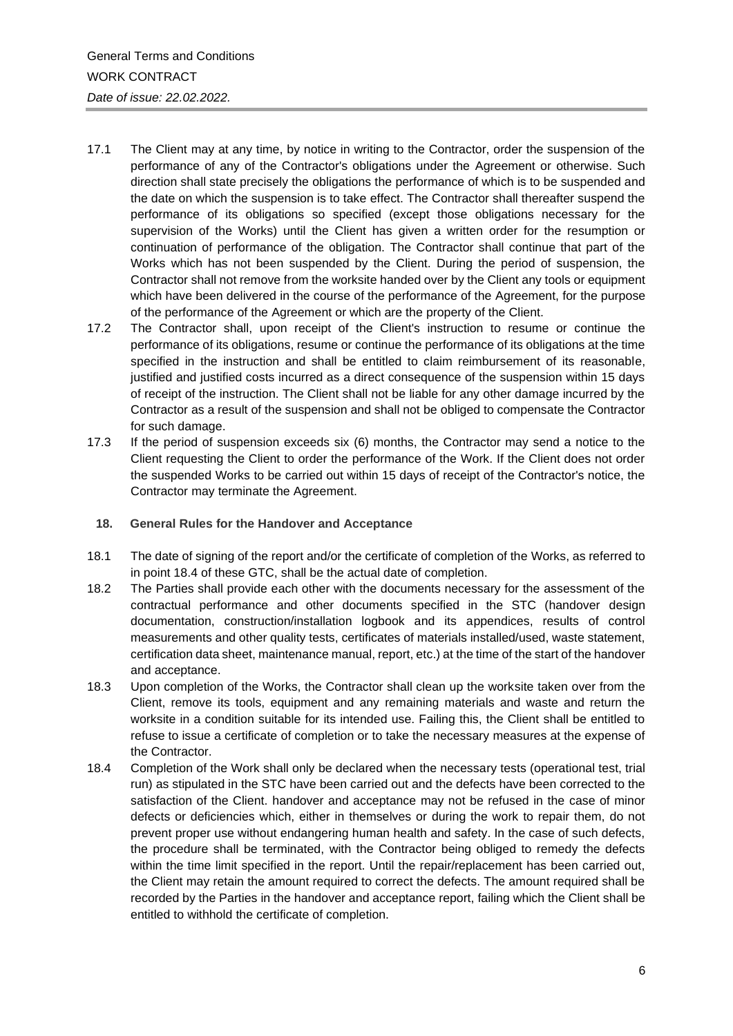17.1 The Client may at any time, by notice in writing to the Contractor, order the suspension of the performance of any of the Contractor's obligations under the Agreement or otherwise. Such direction shall state precisely the obligations the performance of which is to be suspended and the date on which the suspension is to take effect. The Contractor shall thereafter suspend the performance of its obligations so specified (except those obligations necessary for the supervision of the Works) until the Client has given a written order for the resumption or continuation of performance of the obligation. The Contractor shall continue that part of the Works which has not been suspended by the Client. During the period of suspension, the Contractor shall not remove from the worksite handed over by the Client any tools or equipment which have been delivered in the course of the performance of the Agreement, for the purpose of the performance of the Agreement or which are the property of the Client.

17.2 The Contractor shall, upon receipt of the Client's instruction to resume or continue the performance of its obligations, resume or continue the performance of its obligations at the time specified in the instruction and shall be entitled to claim reimbursement of its reasonable, justified and justified costs incurred as a direct consequence of the suspension within 15 days of receipt of the instruction. The Client shall not be liable for any other damage incurred by the Contractor as a result of the suspension and shall not be obliged to compensate the Contractor for such damage.

17.3 If the period of suspension exceeds six (6) months, the Contractor may send a notice to the Client requesting the Client to order the performance of the Work. If the Client does not order the suspended Works to be carried out within 15 days of receipt of the Contractor's notice, the Contractor may terminate the Agreement.

## 18. General Rules for the Handover and Acceptance

18.1 The date of signing of the report and/or the certificate of completion of the Works, as referred to in point 18.4 of these GTC, shall be the actual date of completion.

18.2 The Parties shall provide each other with the documents necessary for the assessment of the contractual performance and other documents specified in the STC (handover design documentation, construction/installation logbook and its appendices, results of control measurements and other quality tests, certificates of materials installed/used, waste statement, certification data sheet, maintenance manual, report, etc.) at the time of the start of the handover and acceptance.

18.3 Upon completion of the Works, the Contractor shall clean up the worksite taken over from the Client, remove its tools, equipment and any remaining materials and waste and return the worksite in a condition suitable for its intended use. Failing this, the Client shall be entitled to refuse to issue a certificate of completion or to take the necessary measures at the expense of the Contractor.

18.4 Completion of the Work shall only be declared when the necessary tests (operational test, trial run) as stipulated in the STC have been carried out and the defects have been corrected to the satisfaction of the Client. handover and acceptance may not be refused in the case of minor defects or deficiencies which, either in themselves or during the work to repair them, do not prevent proper use without endangering human health and safety. In the case of such defects, the procedure shall be terminated, with the Contractor being obliged to remedy the defects within the time limit specified in the report. Until the repair/replacement has been carried out, the Client may retain the amount required to correct the defects. The amount required shall be recorded by the Parties in the handover and acceptance report, failing which the Client shall be entitled to withhold the certificate of completion.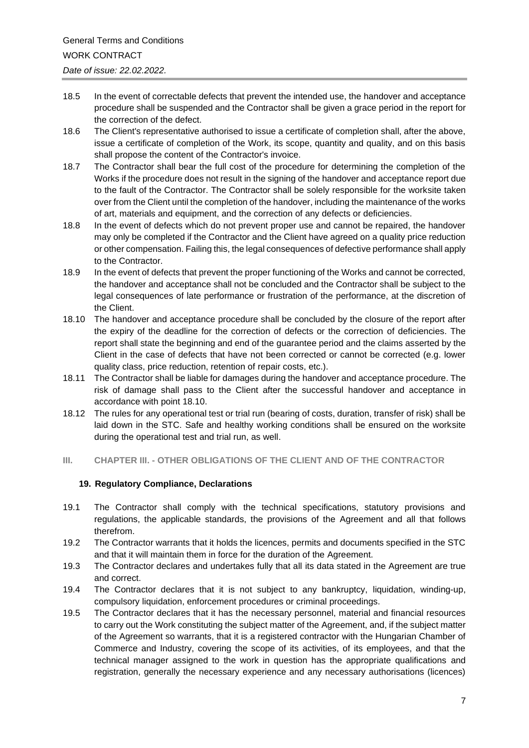18.5 In the event of correctable defects that prevent the intended use, the handover and acceptance procedure shall be suspended and the Contractor shall be given a grace period in the report for the correction of the defect.

18.6 The Client's representative authorised to issue a certificate of completion shall, after the above, issue a certificate of completion of the Work, its scope, quantity and quality, and on this basis shall propose the content of the Contractor's invoice.

18.7 The Contractor shall bear the full cost of the procedure for determining the completion of the Works if the procedure does not result in the signing of the handover and acceptance report due to the fault of the Contractor. The Contractor shall be solely responsible for the worksite taken over from the Client until the completion of the handover, including the maintenance of the works of art, materials and equipment, and the correction of any defects or deficiencies.

18.8 In the event of defects which do not prevent proper use and cannot be repaired, the handover may only be completed if the Contractor and the Client have agreed on a quality price reduction or other compensation. Failing this, the legal consequences of defective performance shall apply to the Contractor.

18.9 In the event of defects that prevent the proper functioning of the Works and cannot be corrected, the handover and acceptance shall not be concluded and the Contractor shall be subject to the legal consequences of late performance or frustration of the performance, at the discretion of the Client.

18.10 The handover and acceptance procedure shall be concluded by the closure of the report after the expiry of the deadline for the correction of defects or the correction of deficiencies. The report shall state the beginning and end of the guarantee period and the claims asserted by the Client in the case of defects that have not been corrected or cannot be corrected (e.g. lower quality class, price reduction, retention of repair costs, etc.).

18.11 The Contractor shall be liable for damages during the handover and acceptance procedure. The risk of damage shall pass to the Client after the successful handover and acceptance in accordance with point 18.10.

18.12 The rules for any operational test or trial run (bearing of costs, duration, transfer of risk) shall be laid down in the STC. Safe and healthy working conditions shall be ensured on the worksite during the operational test and trial run, as well.

## III. CHAPTER III. - OTHER OBLIGATIONS OF THE CLIENT AND OF THE CONTRACTOR

### 19. Regulatory Compliance, Declarations

19.1 The Contractor shall comply with the technical specifications, statutory provisions and regulations, the applicable standards, the provisions of the Agreement and all that follows therefrom.

19.2 The Contractor warrants that it holds the licences, permits and documents specified in the STC and that it will maintain them in force for the duration of the Agreement.

19.3 The Contractor declares and undertakes fully that all its data stated in the Agreement are true and correct.

19.4 The Contractor declares that it is not subject to any bankruptcy, liquidation, winding-up, compulsory liquidation, enforcement procedures or criminal proceedings.

19.5 The Contractor declares that it has the necessary personnel, material and financial resources to carry out the Work constituting the subject matter of the Agreement, and, if the subject matter of the Agreement so warrants, that it is a registered contractor with the Hungarian Chamber of Commerce and Industry, covering the scope of its activities, of its employees, and that the technical manager assigned to the work in question has the appropriate qualifications and registration, generally the necessary experience and any necessary authorisations (licences)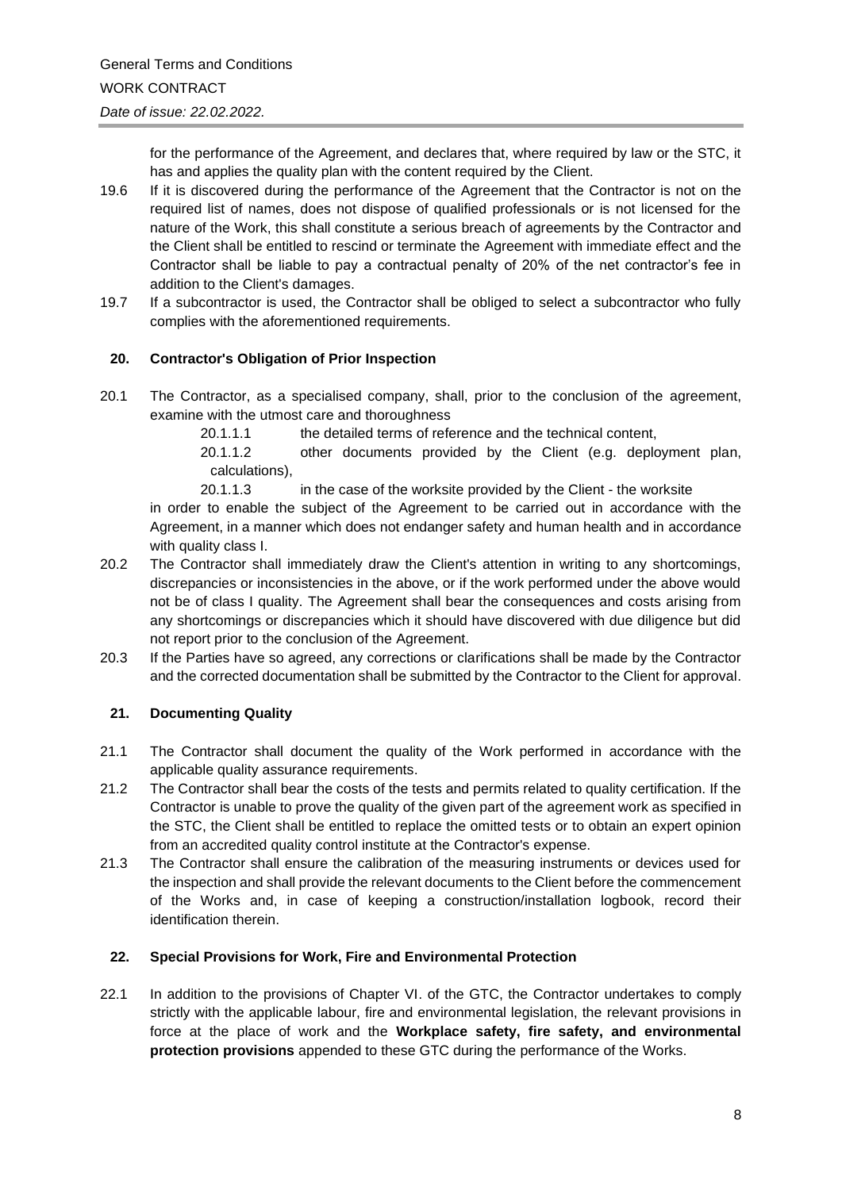for the performance of the Agreement, and declares that, where required by law or the STC, it has and applies the quality plan with the content required by the Client.

19.6 If it is discovered during the performance of the Agreement that the Contractor is not on the required list of names, does not dispose of qualified professionals or is not licensed for the nature of the Work, this shall constitute a serious breach of agreements by the Contractor and the Client shall be entitled to rescind or terminate the Agreement with immediate effect and the Contractor shall be liable to pay a contractual penalty of 20% of the net contractor's fee in addition to the Client's damages.

19.7 If a subcontractor is used, the Contractor shall be obliged to select a subcontractor who fully complies with the aforementioned requirements.

## 20. Contractor's Obligation of Prior Inspection

20.1 The Contractor, as a specialised company, shall, prior to the conclusion of the agreement, examine with the utmost care and thoroughness

20.1.1.1 the detailed terms of reference and the technical content,

20.1.1.2 other documents provided by the Client (e.g. deployment plan, calculations),

20.1.1.3 in the case of the worksite provided by the Client - the worksite

in order to enable the subject of the Agreement to be carried out in accordance with the Agreement, in a manner which does not endanger safety and human health and in accordance with quality class I.

20.2 The Contractor shall immediately draw the Client's attention in writing to any shortcomings, discrepancies or inconsistencies in the above, or if the work performed under the above would not be of class I quality. The Agreement shall bear the consequences and costs arising from any shortcomings or discrepancies which it should have discovered with due diligence but did not report prior to the conclusion of the Agreement.

20.3 If the Parties have so agreed, any corrections or clarifications shall be made by the Contractor and the corrected documentation shall be submitted by the Contractor to the Client for approval.

## 21. Documenting Quality

21.1 The Contractor shall document the quality of the Work performed in accordance with the applicable quality assurance requirements.

21.2 The Contractor shall bear the costs of the tests and permits related to quality certification. If the Contractor is unable to prove the quality of the given part of the agreement work as specified in the STC, the Client shall be entitled to replace the omitted tests or to obtain an expert opinion from an accredited quality control institute at the Contractor's expense.

21.3 The Contractor shall ensure the calibration of the measuring instruments or devices used for the inspection and shall provide the relevant documents to the Client before the commencement of the Works and, in case of keeping a construction/installation logbook, record their identification therein.

## 22. Special Provisions for Work, Fire and Environmental Protection

22.1 In addition to the provisions of Chapter VI. of the GTC, the Contractor undertakes to comply strictly with the applicable labour, fire and environmental legislation, the relevant provisions in force at the place of work and the **Workplace safety, fire safety, and environmental protection provisions** appended to these GTC during the performance of the Works.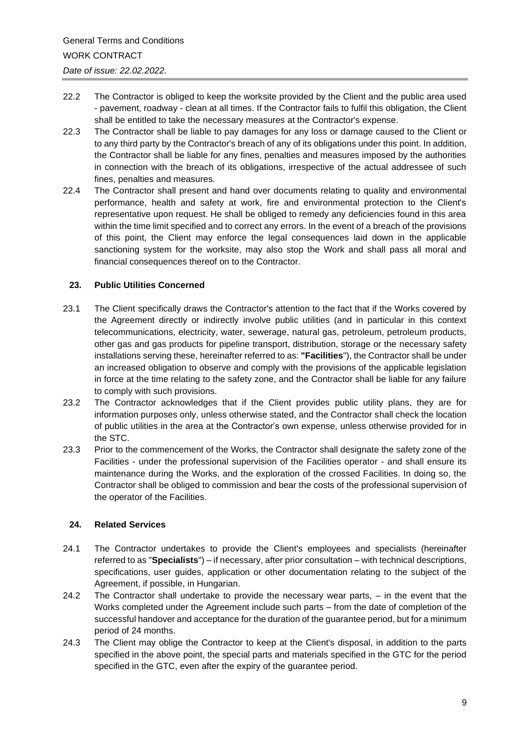22.2 The Contractor is obliged to keep the worksite provided by the Client and the public area used - pavement, roadway - clean at all times. If the Contractor fails to fulfil this obligation, the Client shall be entitled to take the necessary measures at the Contractor's expense.

22.3 The Contractor shall be liable to pay damages for any loss or damage caused to the Client or to any third party by the Contractor's breach of any of its obligations under this point. In addition, the Contractor shall be liable for any fines, penalties and measures imposed by the authorities in connection with the breach of its obligations, irrespective of the actual addressee of such fines, penalties and measures.

22.4 The Contractor shall present and hand over documents relating to quality and environmental performance, health and safety at work, fire and environmental protection to the Client's representative upon request. He shall be obliged to remedy any deficiencies found in this area within the time limit specified and to correct any errors. In the event of a breach of the provisions of this point, the Client may enforce the legal consequences laid down in the applicable sanctioning system for the worksite, may also stop the Work and shall pass all moral and financial consequences thereof on to the Contractor.

## 23. Public Utilities Concerned

23.1 The Client specifically draws the Contractor's attention to the fact that if the Works covered by the Agreement directly or indirectly involve public utilities (and in particular in this context telecommunications, electricity, water, sewerage, natural gas, petroleum, petroleum products, other gas and gas products for pipeline transport, distribution, storage or the necessary safety installations serving these, hereinafter referred to as: **"Facilities**"), the Contractor shall be under an increased obligation to observe and comply with the provisions of the applicable legislation in force at the time relating to the safety zone, and the Contractor shall be liable for any failure to comply with such provisions.

23.2 The Contractor acknowledges that if the Client provides public utility plans, they are for information purposes only, unless otherwise stated, and the Contractor shall check the location of public utilities in the area at the Contractor's own expense, unless otherwise provided for in the STC.

23.3 Prior to the commencement of the Works, the Contractor shall designate the safety zone of the Facilities - under the professional supervision of the Facilities operator - and shall ensure its maintenance during the Works, and the exploration of the crossed Facilities. In doing so, the Contractor shall be obliged to commission and bear the costs of the professional supervision of the operator of the Facilities.

## 24. Related Services

24.1 The Contractor undertakes to provide the Client's employees and specialists (hereinafter referred to as "**Specialists**") – if necessary, after prior consultation – with technical descriptions, specifications, user guides, application or other documentation relating to the subject of the Agreement, if possible, in Hungarian.

24.2 The Contractor shall undertake to provide the necessary wear parts, – in the event that the Works completed under the Agreement include such parts – from the date of completion of the successful handover and acceptance for the duration of the guarantee period, but for a minimum period of 24 months.

24.3 The Client may oblige the Contractor to keep at the Client's disposal, in addition to the parts specified in the above point, the special parts and materials specified in the GTC for the period specified in the GTC, even after the expiry of the guarantee period.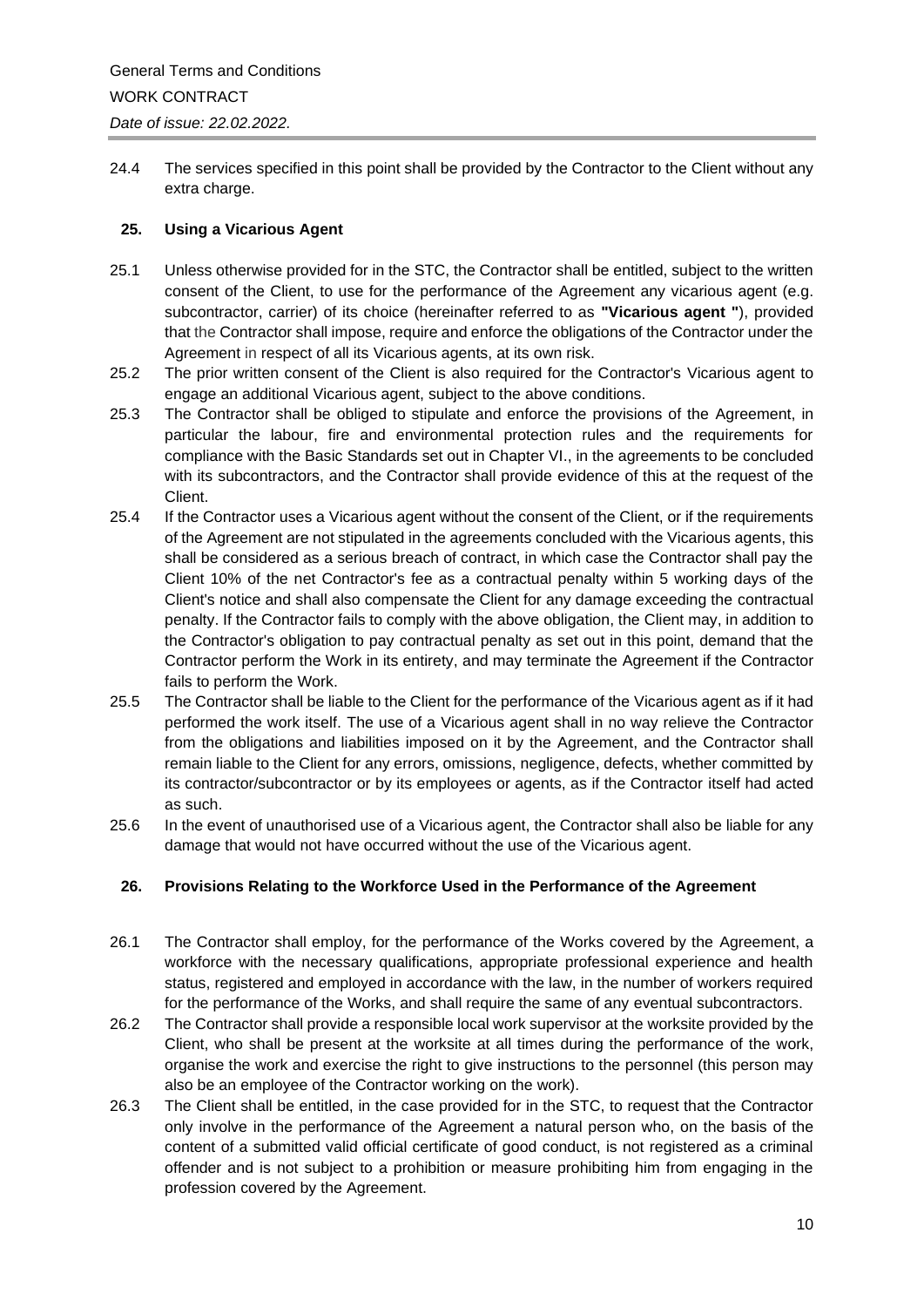24.4 The services specified in this point shall be provided by the Contractor to the Client without any extra charge.

## 25. Using a Vicarious Agent

25.1 Unless otherwise provided for in the STC, the Contractor shall be entitled, subject to the written consent of the Client, to use for the performance of the Agreement any vicarious agent (e.g. subcontractor, carrier) of its choice (hereinafter referred to as **"Vicarious agent "**), provided that the Contractor shall impose, require and enforce the obligations of the Contractor under the Agreement in respect of all its Vicarious agents, at its own risk.

25.2 The prior written consent of the Client is also required for the Contractor's Vicarious agent to engage an additional Vicarious agent, subject to the above conditions.

25.3 The Contractor shall be obliged to stipulate and enforce the provisions of the Agreement, in particular the labour, fire and environmental protection rules and the requirements for compliance with the Basic Standards set out in Chapter VI., in the agreements to be concluded with its subcontractors, and the Contractor shall provide evidence of this at the request of the Client.

25.4 If the Contractor uses a Vicarious agent without the consent of the Client, or if the requirements of the Agreement are not stipulated in the agreements concluded with the Vicarious agents, this shall be considered as a serious breach of contract, in which case the Contractor shall pay the Client 10% of the net Contractor's fee as a contractual penalty within 5 working days of the Client's notice and shall also compensate the Client for any damage exceeding the contractual penalty. If the Contractor fails to comply with the above obligation, the Client may, in addition to the Contractor's obligation to pay contractual penalty as set out in this point, demand that the Contractor perform the Work in its entirety, and may terminate the Agreement if the Contractor fails to perform the Work.

25.5 The Contractor shall be liable to the Client for the performance of the Vicarious agent as if it had performed the work itself. The use of a Vicarious agent shall in no way relieve the Contractor from the obligations and liabilities imposed on it by the Agreement, and the Contractor shall remain liable to the Client for any errors, omissions, negligence, defects, whether committed by its contractor/subcontractor or by its employees or agents, as if the Contractor itself had acted as such.

25.6 In the event of unauthorised use of a Vicarious agent, the Contractor shall also be liable for any damage that would not have occurred without the use of the Vicarious agent.

## 26. Provisions Relating to the Workforce Used in the Performance of the Agreement

26.1 The Contractor shall employ, for the performance of the Works covered by the Agreement, a workforce with the necessary qualifications, appropriate professional experience and health status, registered and employed in accordance with the law, in the number of workers required for the performance of the Works, and shall require the same of any eventual subcontractors.

26.2 The Contractor shall provide a responsible local work supervisor at the worksite provided by the Client, who shall be present at the worksite at all times during the performance of the work, organise the work and exercise the right to give instructions to the personnel (this person may also be an employee of the Contractor working on the work).

26.3 The Client shall be entitled, in the case provided for in the STC, to request that the Contractor only involve in the performance of the Agreement a natural person who, on the basis of the content of a submitted valid official certificate of good conduct, is not registered as a criminal offender and is not subject to a prohibition or measure prohibiting him from engaging in the profession covered by the Agreement.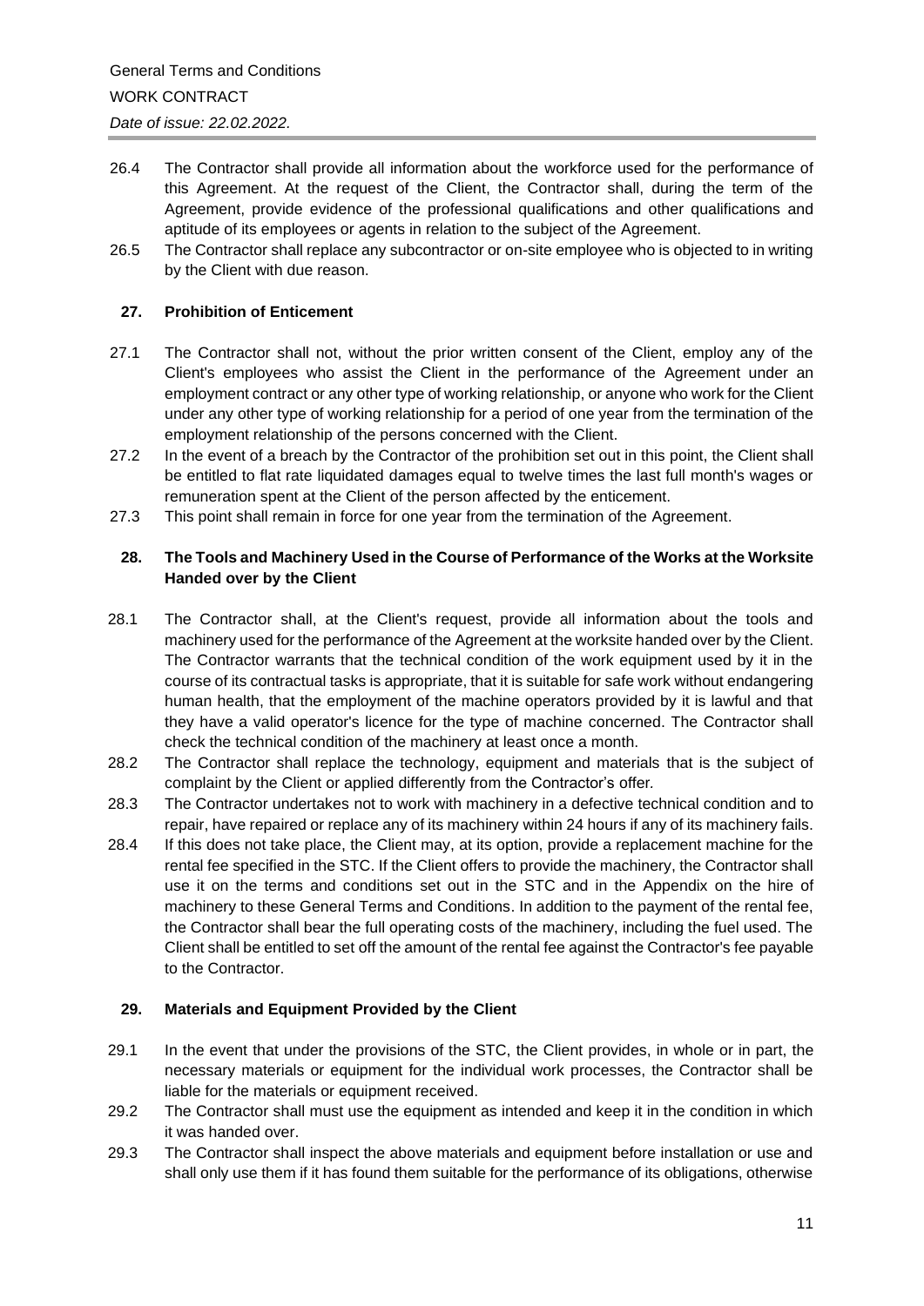26.4 The Contractor shall provide all information about the workforce used for the performance of this Agreement. At the request of the Client, the Contractor shall, during the term of the Agreement, provide evidence of the professional qualifications and other qualifications and aptitude of its employees or agents in relation to the subject of the Agreement.

26.5 The Contractor shall replace any subcontractor or on-site employee who is objected to in writing by the Client with due reason.

## 27. Prohibition of Enticement

27.1 The Contractor shall not, without the prior written consent of the Client, employ any of the Client's employees who assist the Client in the performance of the Agreement under an employment contract or any other type of working relationship, or anyone who work for the Client under any other type of working relationship for a period of one year from the termination of the employment relationship of the persons concerned with the Client.

27.2 In the event of a breach by the Contractor of the prohibition set out in this point, the Client shall be entitled to flat rate liquidated damages equal to twelve times the last full month's wages or remuneration spent at the Client of the person affected by the enticement.

27.3 This point shall remain in force for one year from the termination of the Agreement.

## 28. The Tools and Machinery Used in the Course of Performance of the Works at the Worksite Handed over by the Client

28.1 The Contractor shall, at the Client's request, provide all information about the tools and machinery used for the performance of the Agreement at the worksite handed over by the Client. The Contractor warrants that the technical condition of the work equipment used by it in the course of its contractual tasks is appropriate, that it is suitable for safe work without endangering human health, that the employment of the machine operators provided by it is lawful and that they have a valid operator's licence for the type of machine concerned. The Contractor shall check the technical condition of the machinery at least once a month.

28.2 The Contractor shall replace the technology, equipment and materials that is the subject of complaint by the Client or applied differently from the Contractor's offer.

28.3 The Contractor undertakes not to work with machinery in a defective technical condition and to repair, have repaired or replace any of its machinery within 24 hours if any of its machinery fails.

28.4 If this does not take place, the Client may, at its option, provide a replacement machine for the rental fee specified in the STC. If the Client offers to provide the machinery, the Contractor shall use it on the terms and conditions set out in the STC and in the Appendix on the hire of machinery to these General Terms and Conditions. In addition to the payment of the rental fee, the Contractor shall bear the full operating costs of the machinery, including the fuel used. The Client shall be entitled to set off the amount of the rental fee against the Contractor's fee payable to the Contractor.

## 29. Materials and Equipment Provided by the Client

29.1 In the event that under the provisions of the STC, the Client provides, in whole or in part, the necessary materials or equipment for the individual work processes, the Contractor shall be liable for the materials or equipment received.

29.2 The Contractor shall must use the equipment as intended and keep it in the condition in which it was handed over.

29.3 The Contractor shall inspect the above materials and equipment before installation or use and shall only use them if it has found them suitable for the performance of its obligations, otherwise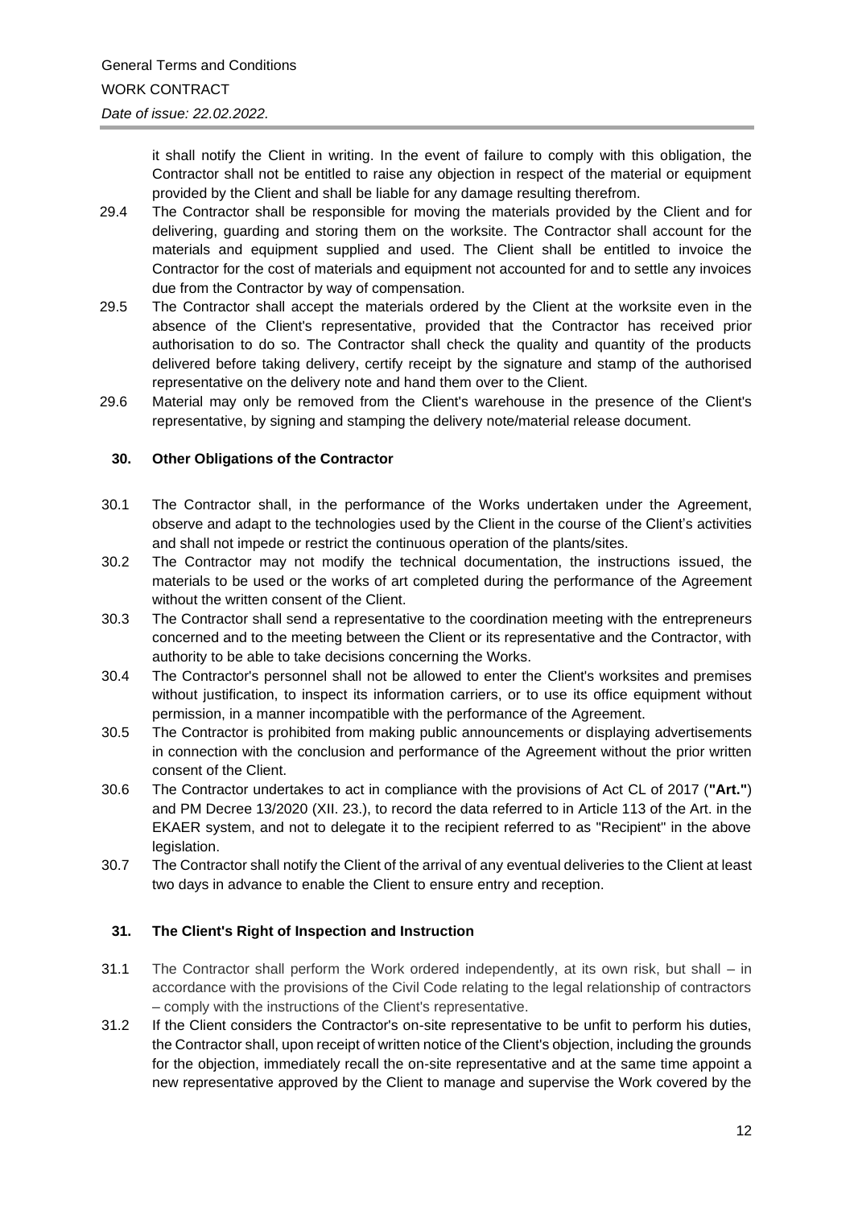it shall notify the Client in writing. In the event of failure to comply with this obligation, the Contractor shall not be entitled to raise any objection in respect of the material or equipment provided by the Client and shall be liable for any damage resulting therefrom.

29.4 The Contractor shall be responsible for moving the materials provided by the Client and for delivering, guarding and storing them on the worksite. The Contractor shall account for the materials and equipment supplied and used. The Client shall be entitled to invoice the Contractor for the cost of materials and equipment not accounted for and to settle any invoices due from the Contractor by way of compensation.

29.5 The Contractor shall accept the materials ordered by the Client at the worksite even in the absence of the Client's representative, provided that the Contractor has received prior authorisation to do so. The Contractor shall check the quality and quantity of the products delivered before taking delivery, certify receipt by the signature and stamp of the authorised representative on the delivery note and hand them over to the Client.

29.6 Material may only be removed from the Client's warehouse in the presence of the Client's representative, by signing and stamping the delivery note/material release document.

## 30. Other Obligations of the Contractor

30.1 The Contractor shall, in the performance of the Works undertaken under the Agreement, observe and adapt to the technologies used by the Client in the course of the Client's activities and shall not impede or restrict the continuous operation of the plants/sites.

30.2 The Contractor may not modify the technical documentation, the instructions issued, the materials to be used or the works of art completed during the performance of the Agreement without the written consent of the Client.

30.3 The Contractor shall send a representative to the coordination meeting with the entrepreneurs concerned and to the meeting between the Client or its representative and the Contractor, with authority to be able to take decisions concerning the Works.

30.4 The Contractor's personnel shall not be allowed to enter the Client's worksites and premises without justification, to inspect its information carriers, or to use its office equipment without permission, in a manner incompatible with the performance of the Agreement.

30.5 The Contractor is prohibited from making public announcements or displaying advertisements in connection with the conclusion and performance of the Agreement without the prior written consent of the Client.

30.6 The Contractor undertakes to act in compliance with the provisions of Act CL of 2017 (**"Art."**) and PM Decree 13/2020 (XII. 23.), to record the data referred to in Article 113 of the Art. in the EKAER system, and not to delegate it to the recipient referred to as "Recipient" in the above legislation.

30.7 The Contractor shall notify the Client of the arrival of any eventual deliveries to the Client at least two days in advance to enable the Client to ensure entry and reception.

## 31. The Client's Right of Inspection and Instruction

31.1 The Contractor shall perform the Work ordered independently, at its own risk, but shall – in accordance with the provisions of the Civil Code relating to the legal relationship of contractors – comply with the instructions of the Client's representative.

31.2 If the Client considers the Contractor's on-site representative to be unfit to perform his duties, the Contractor shall, upon receipt of written notice of the Client's objection, including the grounds for the objection, immediately recall the on-site representative and at the same time appoint a new representative approved by the Client to manage and supervise the Work covered by the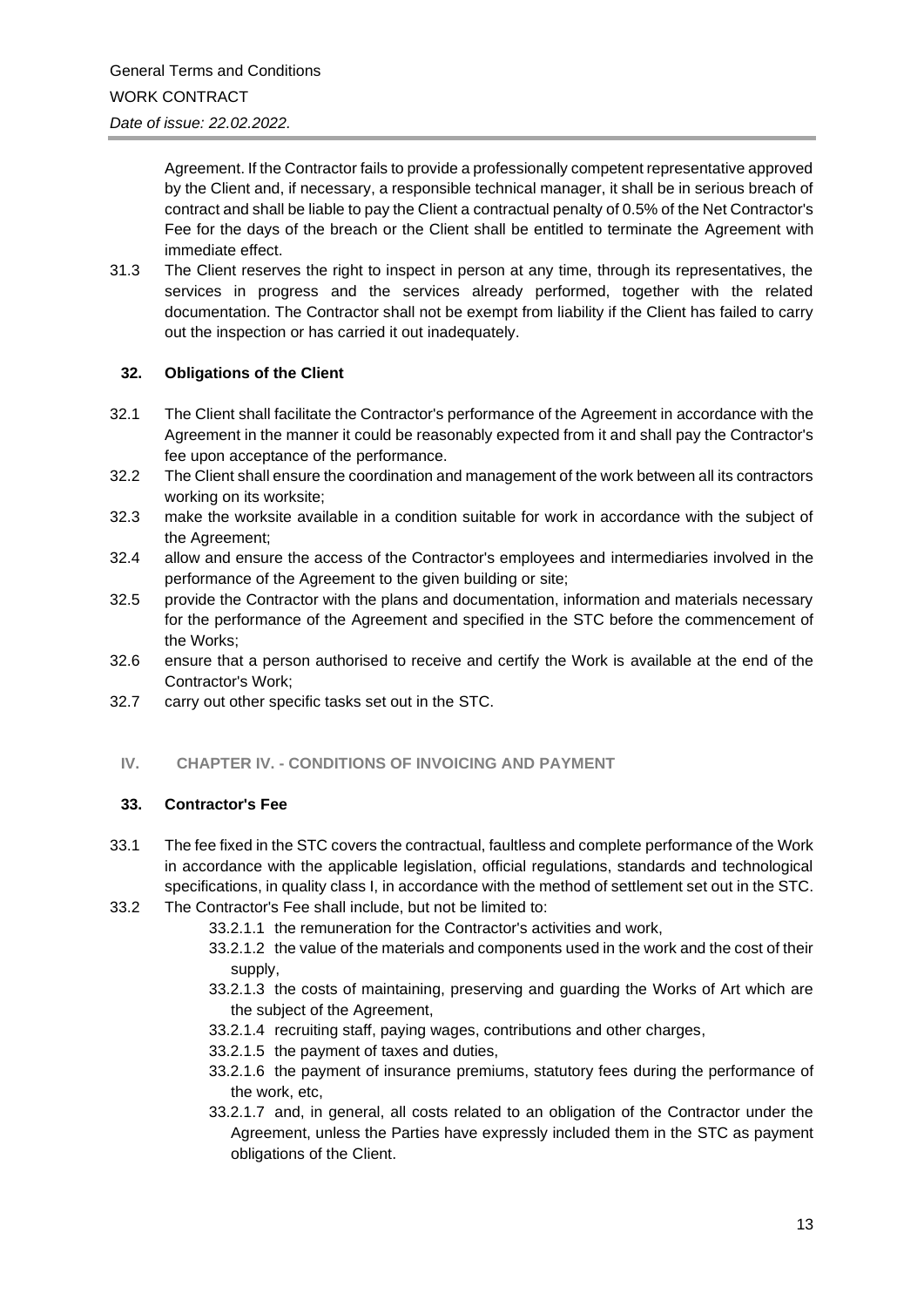Agreement. If the Contractor fails to provide a professionally competent representative approved by the Client and, if necessary, a responsible technical manager, it shall be in serious breach of contract and shall be liable to pay the Client a contractual penalty of 0.5% of the Net Contractor's Fee for the days of the breach or the Client shall be entitled to terminate the Agreement with immediate effect.

31.3 The Client reserves the right to inspect in person at any time, through its representatives, the services in progress and the services already performed, together with the related documentation. The Contractor shall not be exempt from liability if the Client has failed to carry out the inspection or has carried it out inadequately.

### 32. Obligations of the Client

32.1 The Client shall facilitate the Contractor's performance of the Agreement in accordance with the Agreement in the manner it could be reasonably expected from it and shall pay the Contractor's fee upon acceptance of the performance.

32.2 The Client shall ensure the coordination and management of the work between all its contractors working on its worksite;

32.3 make the worksite available in a condition suitable for work in accordance with the subject of the Agreement;

32.4 allow and ensure the access of the Contractor's employees and intermediaries involved in the performance of the Agreement to the given building or site;

32.5 provide the Contractor with the plans and documentation, information and materials necessary for the performance of the Agreement and specified in the STC before the commencement of the Works;

32.6 ensure that a person authorised to receive and certify the Work is available at the end of the Contractor's Work;

32.7 carry out other specific tasks set out in the STC.

## IV. CHAPTER IV. - CONDITIONS OF INVOICING AND PAYMENT

### 33. Contractor's Fee

33.1 The fee fixed in the STC covers the contractual, faultless and complete performance of the Work in accordance with the applicable legislation, official regulations, standards and technological specifications, in quality class I, in accordance with the method of settlement set out in the STC.

33.2 The Contractor's Fee shall include, but not be limited to:

- 33.2.1.1 the remuneration for the Contractor's activities and work,
- 33.2.1.2 the value of the materials and components used in the work and the cost of their supply,
- 33.2.1.3 the costs of maintaining, preserving and guarding the Works of Art which are the subject of the Agreement,
- 33.2.1.4 recruiting staff, paying wages, contributions and other charges,
- 33.2.1.5 the payment of taxes and duties,
- 33.2.1.6 the payment of insurance premiums, statutory fees during the performance of the work, etc,
- 33.2.1.7 and, in general, all costs related to an obligation of the Contractor under the Agreement, unless the Parties have expressly included them in the STC as payment obligations of the Client.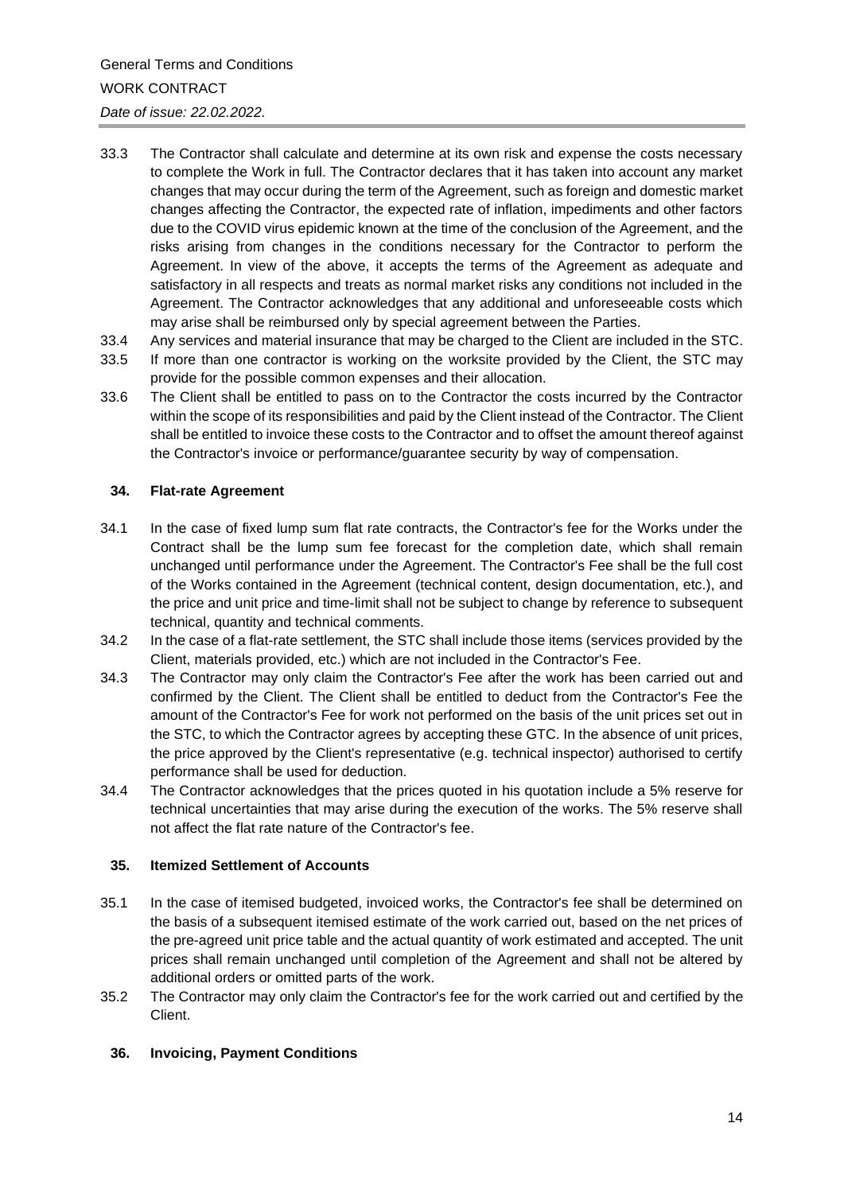33.3 The Contractor shall calculate and determine at its own risk and expense the costs necessary to complete the Work in full. The Contractor declares that it has taken into account any market changes that may occur during the term of the Agreement, such as foreign and domestic market changes affecting the Contractor, the expected rate of inflation, impediments and other factors due to the COVID virus epidemic known at the time of the conclusion of the Agreement, and the risks arising from changes in the conditions necessary for the Contractor to perform the Agreement. In view of the above, it accepts the terms of the Agreement as adequate and satisfactory in all respects and treats as normal market risks any conditions not included in the Agreement. The Contractor acknowledges that any additional and unforeseeable costs which may arise shall be reimbursed only by special agreement between the Parties.

33.4 Any services and material insurance that may be charged to the Client are included in the STC.

33.5 If more than one contractor is working on the worksite provided by the Client, the STC may provide for the possible common expenses and their allocation.

33.6 The Client shall be entitled to pass on to the Contractor the costs incurred by the Contractor within the scope of its responsibilities and paid by the Client instead of the Contractor. The Client shall be entitled to invoice these costs to the Contractor and to offset the amount thereof against the Contractor's invoice or performance/guarantee security by way of compensation.

## 34. Flat-rate Agreement

34.1 In the case of fixed lump sum flat rate contracts, the Contractor's fee for the Works under the Contract shall be the lump sum fee forecast for the completion date, which shall remain unchanged until performance under the Agreement. The Contractor's Fee shall be the full cost of the Works contained in the Agreement (technical content, design documentation, etc.), and the price and unit price and time-limit shall not be subject to change by reference to subsequent technical, quantity and technical comments.

34.2 In the case of a flat-rate settlement, the STC shall include those items (services provided by the Client, materials provided, etc.) which are not included in the Contractor's Fee.

34.3 The Contractor may only claim the Contractor's Fee after the work has been carried out and confirmed by the Client. The Client shall be entitled to deduct from the Contractor's Fee the amount of the Contractor's Fee for work not performed on the basis of the unit prices set out in the STC, to which the Contractor agrees by accepting these GTC. In the absence of unit prices, the price approved by the Client's representative (e.g. technical inspector) authorised to certify performance shall be used for deduction.

34.4 The Contractor acknowledges that the prices quoted in his quotation include a 5% reserve for technical uncertainties that may arise during the execution of the works. The 5% reserve shall not affect the flat rate nature of the Contractor's fee.

## 35. Itemized Settlement of Accounts

35.1 In the case of itemised budgeted, invoiced works, the Contractor's fee shall be determined on the basis of a subsequent itemised estimate of the work carried out, based on the net prices of the pre-agreed unit price table and the actual quantity of work estimated and accepted. The unit prices shall remain unchanged until completion of the Agreement and shall not be altered by additional orders or omitted parts of the work.

35.2 The Contractor may only claim the Contractor's fee for the work carried out and certified by the Client.

## 36. Invoicing, Payment Conditions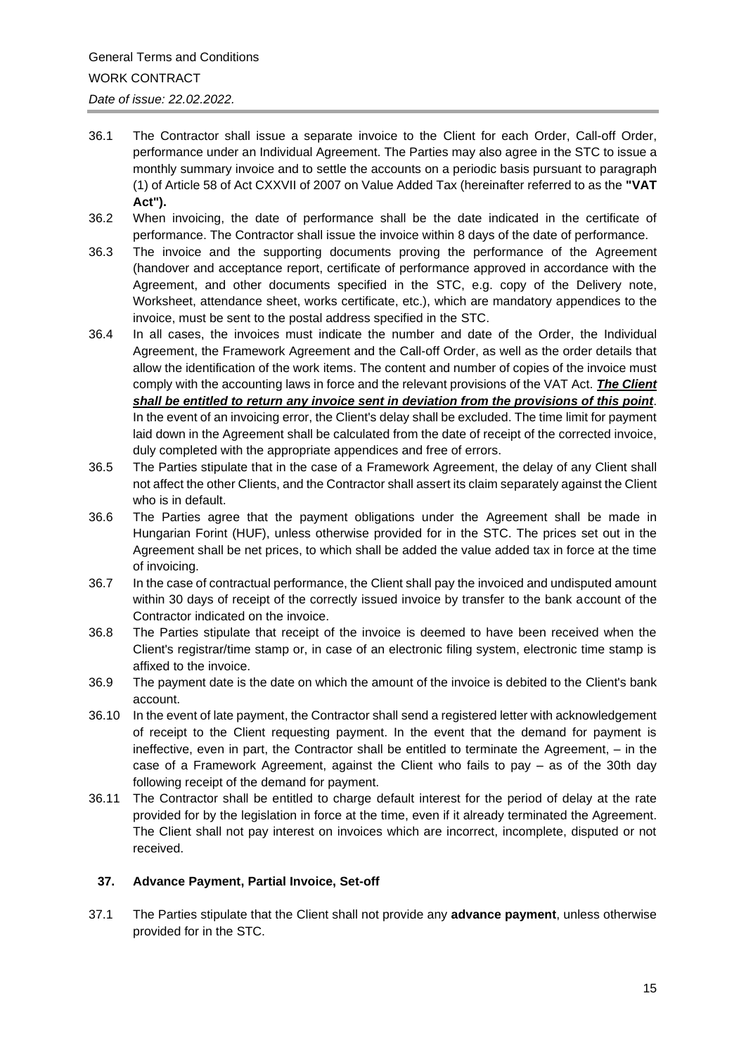36.1 The Contractor shall issue a separate invoice to the Client for each Order, Call-off Order, performance under an Individual Agreement. The Parties may also agree in the STC to issue a monthly summary invoice and to settle the accounts on a periodic basis pursuant to paragraph (1) of Article 58 of Act CXXVII of 2007 on Value Added Tax (hereinafter referred to as the **"VAT Act").**

36.2 When invoicing, the date of performance shall be the date indicated in the certificate of performance. The Contractor shall issue the invoice within 8 days of the date of performance.

36.3 The invoice and the supporting documents proving the performance of the Agreement (handover and acceptance report, certificate of performance approved in accordance with the Agreement, and other documents specified in the STC, e.g. copy of the Delivery note, Worksheet, attendance sheet, works certificate, etc.), which are mandatory appendices to the invoice, must be sent to the postal address specified in the STC.

36.4 In all cases, the invoices must indicate the number and date of the Order, the Individual Agreement, the Framework Agreement and the Call-off Order, as well as the order details that allow the identification of the work items. The content and number of copies of the invoice must comply with the accounting laws in force and the relevant provisions of the VAT Act. ***The Client shall be entitled to return any invoice sent in deviation from the provisions of this point***. In the event of an invoicing error, the Client's delay shall be excluded. The time limit for payment laid down in the Agreement shall be calculated from the date of receipt of the corrected invoice, duly completed with the appropriate appendices and free of errors.

36.5 The Parties stipulate that in the case of a Framework Agreement, the delay of any Client shall not affect the other Clients, and the Contractor shall assert its claim separately against the Client who is in default.

36.6 The Parties agree that the payment obligations under the Agreement shall be made in Hungarian Forint (HUF), unless otherwise provided for in the STC. The prices set out in the Agreement shall be net prices, to which shall be added the value added tax in force at the time of invoicing.

36.7 In the case of contractual performance, the Client shall pay the invoiced and undisputed amount within 30 days of receipt of the correctly issued invoice by transfer to the bank account of the Contractor indicated on the invoice.

36.8 The Parties stipulate that receipt of the invoice is deemed to have been received when the Client's registrar/time stamp or, in case of an electronic filing system, electronic time stamp is affixed to the invoice.

36.9 The payment date is the date on which the amount of the invoice is debited to the Client's bank account.

36.10 In the event of late payment, the Contractor shall send a registered letter with acknowledgement of receipt to the Client requesting payment. In the event that the demand for payment is ineffective, even in part, the Contractor shall be entitled to terminate the Agreement, – in the case of a Framework Agreement, against the Client who fails to pay – as of the 30th day following receipt of the demand for payment.

36.11 The Contractor shall be entitled to charge default interest for the period of delay at the rate provided for by the legislation in force at the time, even if it already terminated the Agreement. The Client shall not pay interest on invoices which are incorrect, incomplete, disputed or not received.

## 37. Advance Payment, Partial Invoice, Set-off

37.1 The Parties stipulate that the Client shall not provide any **advance payment**, unless otherwise provided for in the STC.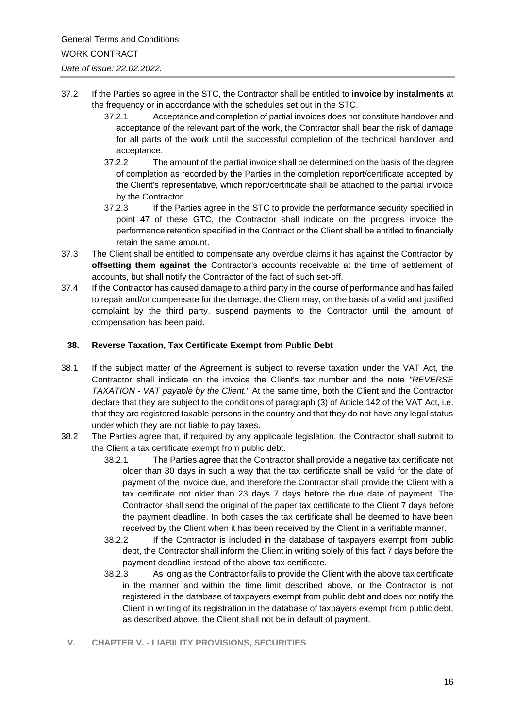37.2 If the Parties so agree in the STC, the Contractor shall be entitled to **invoice by instalments** at the frequency or in accordance with the schedules set out in the STC.

37.2.1 Acceptance and completion of partial invoices does not constitute handover and acceptance of the relevant part of the work, the Contractor shall bear the risk of damage for all parts of the work until the successful completion of the technical handover and acceptance.

37.2.2 The amount of the partial invoice shall be determined on the basis of the degree of completion as recorded by the Parties in the completion report/certificate accepted by the Client's representative, which report/certificate shall be attached to the partial invoice by the Contractor.

37.2.3 If the Parties agree in the STC to provide the performance security specified in point 47 of these GTC, the Contractor shall indicate on the progress invoice the performance retention specified in the Contract or the Client shall be entitled to financially retain the same amount.

37.3 The Client shall be entitled to compensate any overdue claims it has against the Contractor by **offsetting them against the** Contractor's accounts receivable at the time of settlement of accounts, but shall notify the Contractor of the fact of such set-off.

37.4 If the Contractor has caused damage to a third party in the course of performance and has failed to repair and/or compensate for the damage, the Client may, on the basis of a valid and justified complaint by the third party, suspend payments to the Contractor until the amount of compensation has been paid.

### 38. Reverse Taxation, Tax Certificate Exempt from Public Debt

38.1 If the subject matter of the Agreement is subject to reverse taxation under the VAT Act, the Contractor shall indicate on the invoice the Client's tax number and the note *"REVERSE TAXATION - VAT payable by the Client."* At the same time, both the Client and the Contractor declare that they are subject to the conditions of paragraph (3) of Article 142 of the VAT Act, i.e. that they are registered taxable persons in the country and that they do not have any legal status under which they are not liable to pay taxes.

38.2 The Parties agree that, if required by any applicable legislation, the Contractor shall submit to the Client a tax certificate exempt from public debt.

38.2.1 The Parties agree that the Contractor shall provide a negative tax certificate not older than 30 days in such a way that the tax certificate shall be valid for the date of payment of the invoice due, and therefore the Contractor shall provide the Client with a tax certificate not older than 23 days 7 days before the due date of payment. The Contractor shall send the original of the paper tax certificate to the Client 7 days before the payment deadline. In both cases the tax certificate shall be deemed to have been received by the Client when it has been received by the Client in a verifiable manner.

38.2.2 If the Contractor is included in the database of taxpayers exempt from public debt, the Contractor shall inform the Client in writing solely of this fact 7 days before the payment deadline instead of the above tax certificate.

38.2.3 As long as the Contractor fails to provide the Client with the above tax certificate in the manner and within the time limit described above, or the Contractor is not registered in the database of taxpayers exempt from public debt and does not notify the Client in writing of its registration in the database of taxpayers exempt from public debt, as described above, the Client shall not be in default of payment.

## V. CHAPTER V. - LIABILITY PROVISIONS, SECURITIES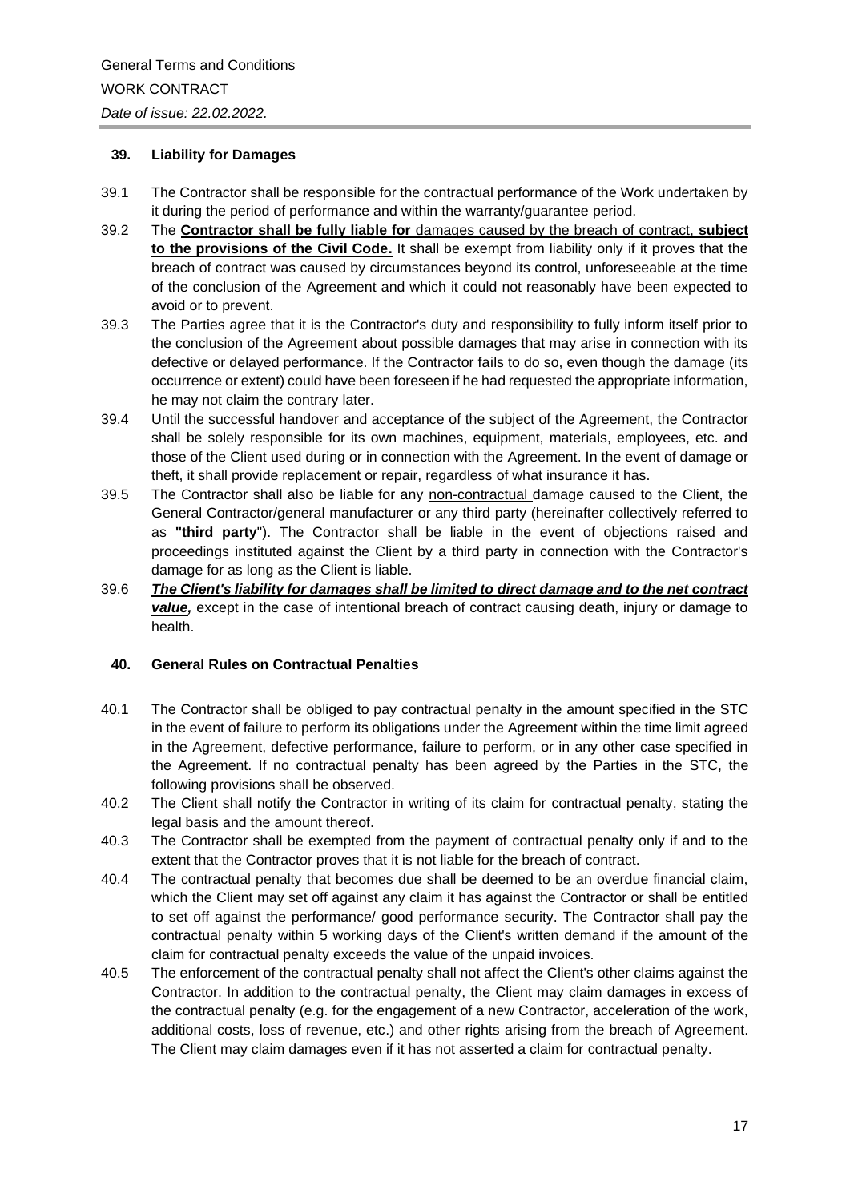## 39. Liability for Damages

39.1 The Contractor shall be responsible for the contractual performance of the Work undertaken by it during the period of performance and within the warranty/guarantee period.

39.2 The **Contractor shall be fully liable for** damages caused by the breach of contract, **subject to the provisions of the Civil Code.** It shall be exempt from liability only if it proves that the breach of contract was caused by circumstances beyond its control, unforeseeable at the time of the conclusion of the Agreement and which it could not reasonably have been expected to avoid or to prevent.

39.3 The Parties agree that it is the Contractor's duty and responsibility to fully inform itself prior to the conclusion of the Agreement about possible damages that may arise in connection with its defective or delayed performance. If the Contractor fails to do so, even though the damage (its occurrence or extent) could have been foreseen if he had requested the appropriate information, he may not claim the contrary later.

39.4 Until the successful handover and acceptance of the subject of the Agreement, the Contractor shall be solely responsible for its own machines, equipment, materials, employees, etc. and those of the Client used during or in connection with the Agreement. In the event of damage or theft, it shall provide replacement or repair, regardless of what insurance it has.

39.5 The Contractor shall also be liable for any non-contractual damage caused to the Client, the General Contractor/general manufacturer or any third party (hereinafter collectively referred to as **"third party"**). The Contractor shall be liable in the event of objections raised and proceedings instituted against the Client by a third party in connection with the Contractor's damage for as long as the Client is liable.

39.6 ***The Client's liability for damages shall be limited to direct damage and to the net contract value,*** except in the case of intentional breach of contract causing death, injury or damage to health.

## 40. General Rules on Contractual Penalties

40.1 The Contractor shall be obliged to pay contractual penalty in the amount specified in the STC in the event of failure to perform its obligations under the Agreement within the time limit agreed in the Agreement, defective performance, failure to perform, or in any other case specified in the Agreement. If no contractual penalty has been agreed by the Parties in the STC, the following provisions shall be observed.

40.2 The Client shall notify the Contractor in writing of its claim for contractual penalty, stating the legal basis and the amount thereof.

40.3 The Contractor shall be exempted from the payment of contractual penalty only if and to the extent that the Contractor proves that it is not liable for the breach of contract.

40.4 The contractual penalty that becomes due shall be deemed to be an overdue financial claim, which the Client may set off against any claim it has against the Contractor or shall be entitled to set off against the performance/ good performance security. The Contractor shall pay the contractual penalty within 5 working days of the Client's written demand if the amount of the claim for contractual penalty exceeds the value of the unpaid invoices.

40.5 The enforcement of the contractual penalty shall not affect the Client's other claims against the Contractor. In addition to the contractual penalty, the Client may claim damages in excess of the contractual penalty (e.g. for the engagement of a new Contractor, acceleration of the work, additional costs, loss of revenue, etc.) and other rights arising from the breach of Agreement. The Client may claim damages even if it has not asserted a claim for contractual penalty.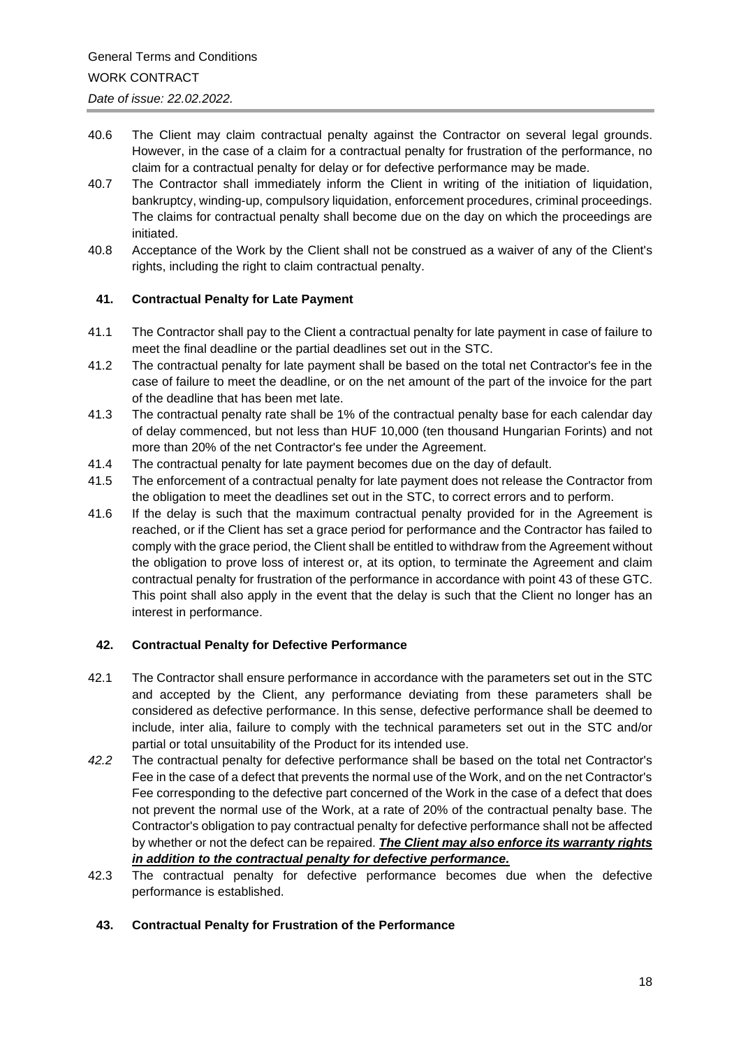40.6 The Client may claim contractual penalty against the Contractor on several legal grounds. However, in the case of a claim for a contractual penalty for frustration of the performance, no claim for a contractual penalty for delay or for defective performance may be made.

40.7 The Contractor shall immediately inform the Client in writing of the initiation of liquidation, bankruptcy, winding-up, compulsory liquidation, enforcement procedures, criminal proceedings. The claims for contractual penalty shall become due on the day on which the proceedings are initiated.

40.8 Acceptance of the Work by the Client shall not be construed as a waiver of any of the Client's rights, including the right to claim contractual penalty.

## 41. Contractual Penalty for Late Payment

41.1 The Contractor shall pay to the Client a contractual penalty for late payment in case of failure to meet the final deadline or the partial deadlines set out in the STC.

41.2 The contractual penalty for late payment shall be based on the total net Contractor's fee in the case of failure to meet the deadline, or on the net amount of the part of the invoice for the part of the deadline that has been met late.

41.3 The contractual penalty rate shall be 1% of the contractual penalty base for each calendar day of delay commenced, but not less than HUF 10,000 (ten thousand Hungarian Forints) and not more than 20% of the net Contractor's fee under the Agreement.

41.4 The contractual penalty for late payment becomes due on the day of default.

41.5 The enforcement of a contractual penalty for late payment does not release the Contractor from the obligation to meet the deadlines set out in the STC, to correct errors and to perform.

41.6 If the delay is such that the maximum contractual penalty provided for in the Agreement is reached, or if the Client has set a grace period for performance and the Contractor has failed to comply with the grace period, the Client shall be entitled to withdraw from the Agreement without the obligation to prove loss of interest or, at its option, to terminate the Agreement and claim contractual penalty for frustration of the performance in accordance with point 43 of these GTC. This point shall also apply in the event that the delay is such that the Client no longer has an interest in performance.

## 42. Contractual Penalty for Defective Performance

42.1 The Contractor shall ensure performance in accordance with the parameters set out in the STC and accepted by the Client, any performance deviating from these parameters shall be considered as defective performance. In this sense, defective performance shall be deemed to include, inter alia, failure to comply with the technical parameters set out in the STC and/or partial or total unsuitability of the Product for its intended use.

*42.2* The contractual penalty for defective performance shall be based on the total net Contractor's Fee in the case of a defect that prevents the normal use of the Work, and on the net Contractor's Fee corresponding to the defective part concerned of the Work in the case of a defect that does not prevent the normal use of the Work, at a rate of 20% of the contractual penalty base. The Contractor's obligation to pay contractual penalty for defective performance shall not be affected by whether or not the defect can be repaired. ***<u>The Client may also enforce its warranty rights in addition to the contractual penalty for defective performance.</u>***

42.3 The contractual penalty for defective performance becomes due when the defective performance is established.

## 43. Contractual Penalty for Frustration of the Performance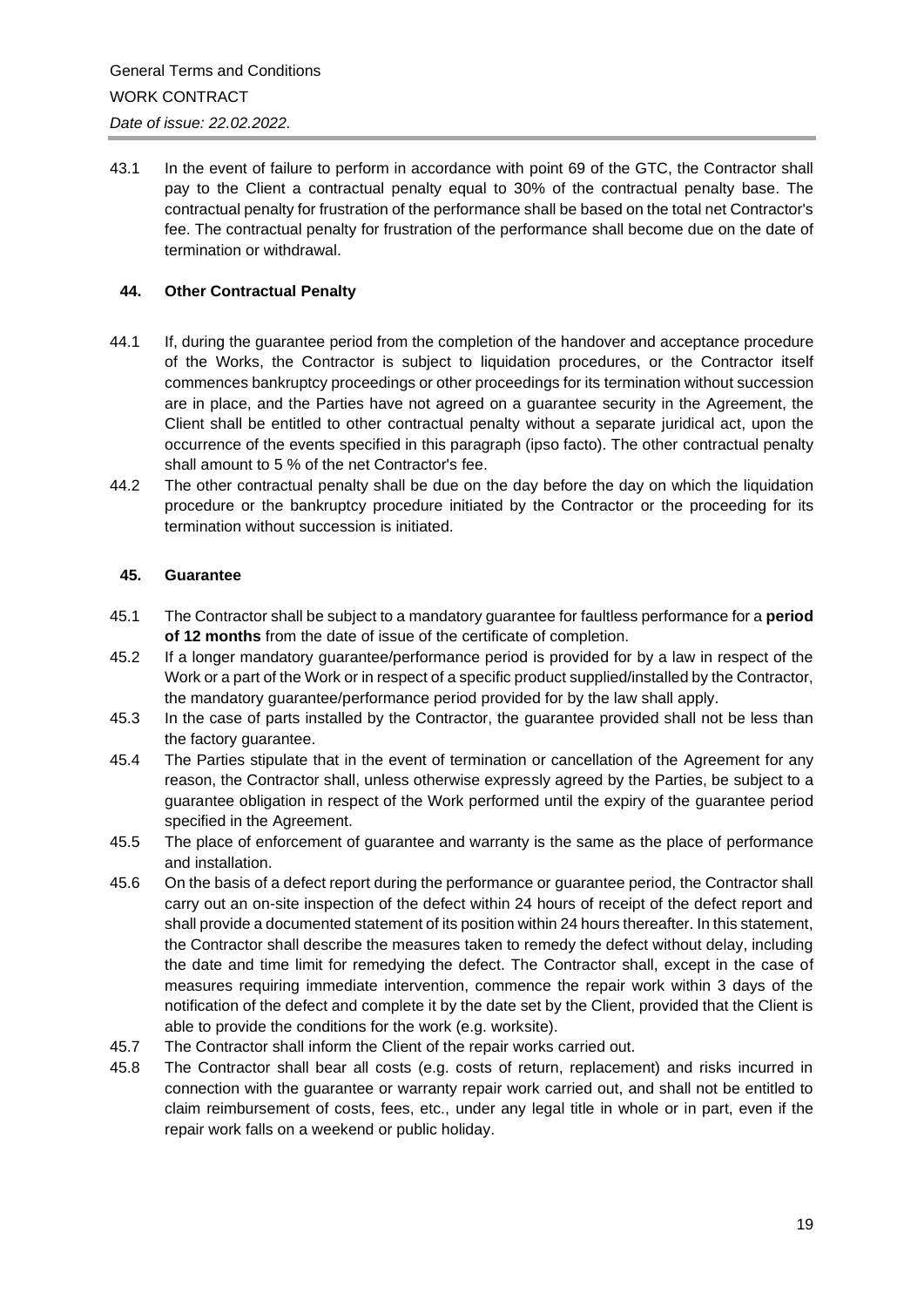43.1 In the event of failure to perform in accordance with point 69 of the GTC, the Contractor shall pay to the Client a contractual penalty equal to 30% of the contractual penalty base. The contractual penalty for frustration of the performance shall be based on the total net Contractor's fee. The contractual penalty for frustration of the performance shall become due on the date of termination or withdrawal.

## 44. Other Contractual Penalty

44.1 If, during the guarantee period from the completion of the handover and acceptance procedure of the Works, the Contractor is subject to liquidation procedures, or the Contractor itself commences bankruptcy proceedings or other proceedings for its termination without succession are in place, and the Parties have not agreed on a guarantee security in the Agreement, the Client shall be entitled to other contractual penalty without a separate juridical act, upon the occurrence of the events specified in this paragraph (ipso facto). The other contractual penalty shall amount to 5 % of the net Contractor's fee.

44.2 The other contractual penalty shall be due on the day before the day on which the liquidation procedure or the bankruptcy procedure initiated by the Contractor or the proceeding for its termination without succession is initiated.

## 45. Guarantee

45.1 The Contractor shall be subject to a mandatory guarantee for faultless performance for a **period of 12 months** from the date of issue of the certificate of completion.

45.2 If a longer mandatory guarantee/performance period is provided for by a law in respect of the Work or a part of the Work or in respect of a specific product supplied/installed by the Contractor, the mandatory guarantee/performance period provided for by the law shall apply.

45.3 In the case of parts installed by the Contractor, the guarantee provided shall not be less than the factory guarantee.

45.4 The Parties stipulate that in the event of termination or cancellation of the Agreement for any reason, the Contractor shall, unless otherwise expressly agreed by the Parties, be subject to a guarantee obligation in respect of the Work performed until the expiry of the guarantee period specified in the Agreement.

45.5 The place of enforcement of guarantee and warranty is the same as the place of performance and installation.

45.6 On the basis of a defect report during the performance or guarantee period, the Contractor shall carry out an on-site inspection of the defect within 24 hours of receipt of the defect report and shall provide a documented statement of its position within 24 hours thereafter. In this statement, the Contractor shall describe the measures taken to remedy the defect without delay, including the date and time limit for remedying the defect. The Contractor shall, except in the case of measures requiring immediate intervention, commence the repair work within 3 days of the notification of the defect and complete it by the date set by the Client, provided that the Client is able to provide the conditions for the work (e.g. worksite).

45.7 The Contractor shall inform the Client of the repair works carried out.

45.8 The Contractor shall bear all costs (e.g. costs of return, replacement) and risks incurred in connection with the guarantee or warranty repair work carried out, and shall not be entitled to claim reimbursement of costs, fees, etc., under any legal title in whole or in part, even if the repair work falls on a weekend or public holiday.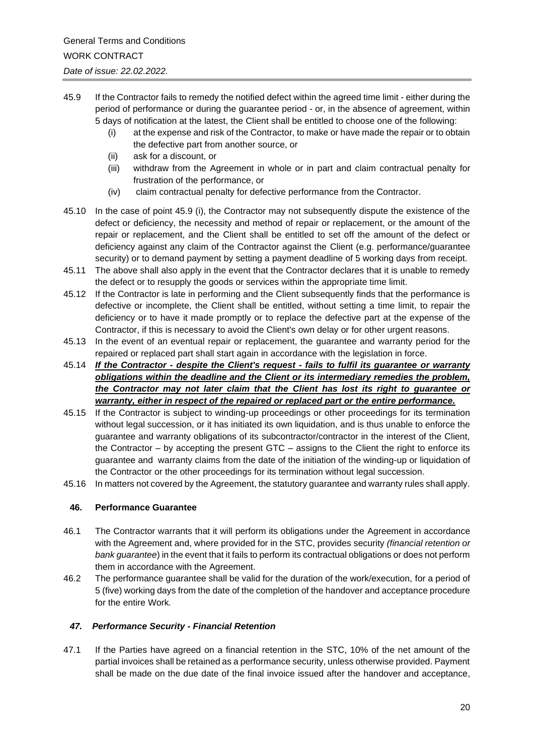45.9 If the Contractor fails to remedy the notified defect within the agreed time limit - either during the period of performance or during the guarantee period - or, in the absence of agreement, within 5 days of notification at the latest, the Client shall be entitled to choose one of the following:

   (i) at the expense and risk of the Contractor, to make or have made the repair or to obtain the defective part from another source, or
   (ii) ask for a discount, or
   (iii) withdraw from the Agreement in whole or in part and claim contractual penalty for frustration of the performance, or
   (iv) claim contractual penalty for defective performance from the Contractor.

45.10 In the case of point 45.9 (i), the Contractor may not subsequently dispute the existence of the defect or deficiency, the necessity and method of repair or replacement, or the amount of the repair or replacement, and the Client shall be entitled to set off the amount of the defect or deficiency against any claim of the Contractor against the Client (e.g. performance/guarantee security) or to demand payment by setting a payment deadline of 5 working days from receipt.

45.11 The above shall also apply in the event that the Contractor declares that it is unable to remedy the defect or to resupply the goods or services within the appropriate time limit.

45.12 If the Contractor is late in performing and the Client subsequently finds that the performance is defective or incomplete, the Client shall be entitled, without setting a time limit, to repair the deficiency or to have it made promptly or to replace the defective part at the expense of the Contractor, if this is necessary to avoid the Client's own delay or for other urgent reasons.

45.13 In the event of an eventual repair or replacement, the guarantee and warranty period for the repaired or replaced part shall start again in accordance with the legislation in force.

45.14 ***If the Contractor - despite the Client's request - fails to fulfil its guarantee or warranty obligations within the deadline and the Client or its intermediary remedies the problem, the Contractor may not later claim that the Client has lost its right to guarantee or warranty, either in respect of the repaired or replaced part or the entire performance.***

45.15 If the Contractor is subject to winding-up proceedings or other proceedings for its termination without legal succession, or it has initiated its own liquidation, and is thus unable to enforce the guarantee and warranty obligations of its subcontractor/contractor in the interest of the Client, the Contractor – by accepting the present GTC – assigns to the Client the right to enforce its guarantee and warranty claims from the date of the initiation of the winding-up or liquidation of the Contractor or the other proceedings for its termination without legal succession.

45.16 In matters not covered by the Agreement, the statutory guarantee and warranty rules shall apply.

## 46. Performance Guarantee

46.1 The Contractor warrants that it will perform its obligations under the Agreement in accordance with the Agreement and, where provided for in the STC, provides security *(financial retention or bank guarantee*) in the event that it fails to perform its contractual obligations or does not perform them in accordance with the Agreement.

46.2 The performance guarantee shall be valid for the duration of the work/execution, for a period of 5 (five) working days from the date of the completion of the handover and acceptance procedure for the entire Work.

## *47. Performance Security - Financial Retention*

47.1 If the Parties have agreed on a financial retention in the STC, 10% of the net amount of the partial invoices shall be retained as a performance security, unless otherwise provided. Payment shall be made on the due date of the final invoice issued after the handover and acceptance,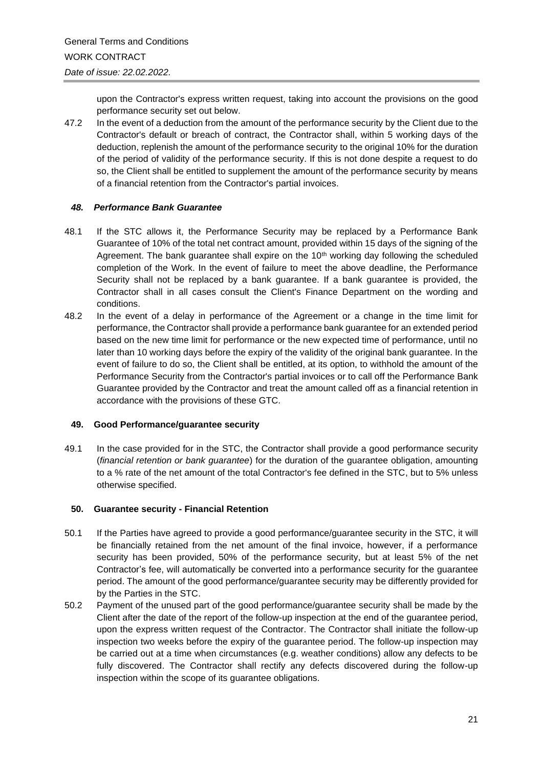upon the Contractor's express written request, taking into account the provisions on the good performance security set out below.

47.2 In the event of a deduction from the amount of the performance security by the Client due to the Contractor's default or breach of contract, the Contractor shall, within 5 working days of the deduction, replenish the amount of the performance security to the original 10% for the duration of the period of validity of the performance security. If this is not done despite a request to do so, the Client shall be entitled to supplement the amount of the performance security by means of a financial retention from the Contractor's partial invoices.

### *48. Performance Bank Guarantee*

48.1 If the STC allows it, the Performance Security may be replaced by a Performance Bank Guarantee of 10% of the total net contract amount, provided within 15 days of the signing of the Agreement. The bank guarantee shall expire on the 10th working day following the scheduled completion of the Work. In the event of failure to meet the above deadline, the Performance Security shall not be replaced by a bank guarantee. If a bank guarantee is provided, the Contractor shall in all cases consult the Client's Finance Department on the wording and conditions.

48.2 In the event of a delay in performance of the Agreement or a change in the time limit for performance, the Contractor shall provide a performance bank guarantee for an extended period based on the new time limit for performance or the new expected time of performance, until no later than 10 working days before the expiry of the validity of the original bank guarantee. In the event of failure to do so, the Client shall be entitled, at its option, to withhold the amount of the Performance Security from the Contractor's partial invoices or to call off the Performance Bank Guarantee provided by the Contractor and treat the amount called off as a financial retention in accordance with the provisions of these GTC.

### 49. Good Performance/guarantee security

49.1 In the case provided for in the STC, the Contractor shall provide a good performance security (*financial retention or bank guarantee*) for the duration of the guarantee obligation, amounting to a % rate of the net amount of the total Contractor's fee defined in the STC, but to 5% unless otherwise specified.

### 50. Guarantee security - Financial Retention

50.1 If the Parties have agreed to provide a good performance/guarantee security in the STC, it will be financially retained from the net amount of the final invoice, however, if a performance security has been provided, 50% of the performance security, but at least 5% of the net Contractor's fee, will automatically be converted into a performance security for the guarantee period. The amount of the good performance/guarantee security may be differently provided for by the Parties in the STC.

50.2 Payment of the unused part of the good performance/guarantee security shall be made by the Client after the date of the report of the follow-up inspection at the end of the guarantee period, upon the express written request of the Contractor. The Contractor shall initiate the follow-up inspection two weeks before the expiry of the guarantee period. The follow-up inspection may be carried out at a time when circumstances (e.g. weather conditions) allow any defects to be fully discovered. The Contractor shall rectify any defects discovered during the follow-up inspection within the scope of its guarantee obligations.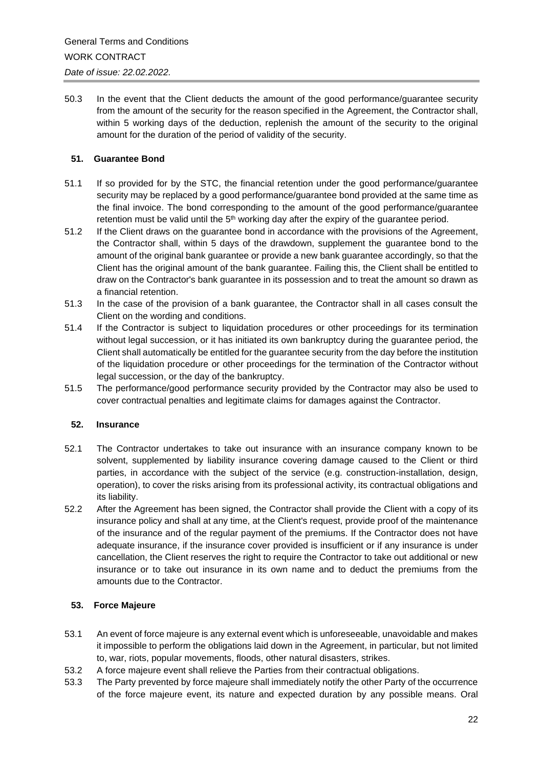50.3 In the event that the Client deducts the amount of the good performance/guarantee security from the amount of the security for the reason specified in the Agreement, the Contractor shall, within 5 working days of the deduction, replenish the amount of the security to the original amount for the duration of the period of validity of the security.

## 51. Guarantee Bond

51.1 If so provided for by the STC, the financial retention under the good performance/guarantee security may be replaced by a good performance/guarantee bond provided at the same time as the final invoice. The bond corresponding to the amount of the good performance/guarantee retention must be valid until the 5th working day after the expiry of the guarantee period.

51.2 If the Client draws on the guarantee bond in accordance with the provisions of the Agreement, the Contractor shall, within 5 days of the drawdown, supplement the guarantee bond to the amount of the original bank guarantee or provide a new bank guarantee accordingly, so that the Client has the original amount of the bank guarantee. Failing this, the Client shall be entitled to draw on the Contractor's bank guarantee in its possession and to treat the amount so drawn as a financial retention.

51.3 In the case of the provision of a bank guarantee, the Contractor shall in all cases consult the Client on the wording and conditions.

51.4 If the Contractor is subject to liquidation procedures or other proceedings for its termination without legal succession, or it has initiated its own bankruptcy during the guarantee period, the Client shall automatically be entitled for the guarantee security from the day before the institution of the liquidation procedure or other proceedings for the termination of the Contractor without legal succession, or the day of the bankruptcy.

51.5 The performance/good performance security provided by the Contractor may also be used to cover contractual penalties and legitimate claims for damages against the Contractor.

## 52. Insurance

52.1 The Contractor undertakes to take out insurance with an insurance company known to be solvent, supplemented by liability insurance covering damage caused to the Client or third parties, in accordance with the subject of the service (e.g. construction-installation, design, operation), to cover the risks arising from its professional activity, its contractual obligations and its liability.

52.2 After the Agreement has been signed, the Contractor shall provide the Client with a copy of its insurance policy and shall at any time, at the Client's request, provide proof of the maintenance of the insurance and of the regular payment of the premiums. If the Contractor does not have adequate insurance, if the insurance cover provided is insufficient or if any insurance is under cancellation, the Client reserves the right to require the Contractor to take out additional or new insurance or to take out insurance in its own name and to deduct the premiums from the amounts due to the Contractor.

## 53. Force Majeure

53.1 An event of force majeure is any external event which is unforeseeable, unavoidable and makes it impossible to perform the obligations laid down in the Agreement, in particular, but not limited to, war, riots, popular movements, floods, other natural disasters, strikes.

53.2 A force majeure event shall relieve the Parties from their contractual obligations.

53.3 The Party prevented by force majeure shall immediately notify the other Party of the occurrence of the force majeure event, its nature and expected duration by any possible means. Oral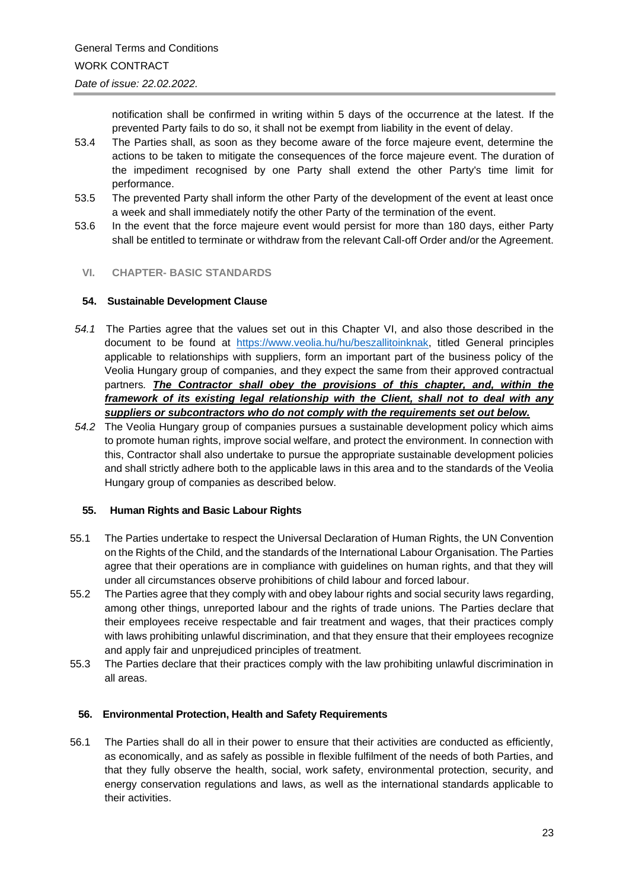notification shall be confirmed in writing within 5 days of the occurrence at the latest. If the prevented Party fails to do so, it shall not be exempt from liability in the event of delay.

53.4 The Parties shall, as soon as they become aware of the force majeure event, determine the actions to be taken to mitigate the consequences of the force majeure event. The duration of the impediment recognised by one Party shall extend the other Party's time limit for performance.

53.5 The prevented Party shall inform the other Party of the development of the event at least once a week and shall immediately notify the other Party of the termination of the event.

53.6 In the event that the force majeure event would persist for more than 180 days, either Party shall be entitled to terminate or withdraw from the relevant Call-off Order and/or the Agreement.

## VI. CHAPTER- BASIC STANDARDS

### 54. Sustainable Development Clause

*54.1* The Parties agree that the values set out in this Chapter VI, and also those described in the document to be found at https://www.veolia.hu/hu/beszallitoinknak, titled General principles applicable to relationships with suppliers, form an important part of the business policy of the Veolia Hungary group of companies, and they expect the same from their approved contractual partners. ***The Contractor shall obey the provisions of this chapter, and, within the framework of its existing legal relationship with the Client, shall not to deal with any suppliers or subcontractors who do not comply with the requirements set out below.***

*54.2* The Veolia Hungary group of companies pursues a sustainable development policy which aims to promote human rights, improve social welfare, and protect the environment. In connection with this, Contractor shall also undertake to pursue the appropriate sustainable development policies and shall strictly adhere both to the applicable laws in this area and to the standards of the Veolia Hungary group of companies as described below.

### 55. Human Rights and Basic Labour Rights

55.1 The Parties undertake to respect the Universal Declaration of Human Rights, the UN Convention on the Rights of the Child, and the standards of the International Labour Organisation. The Parties agree that their operations are in compliance with guidelines on human rights, and that they will under all circumstances observe prohibitions of child labour and forced labour.

55.2 The Parties agree that they comply with and obey labour rights and social security laws regarding, among other things, unreported labour and the rights of trade unions. The Parties declare that their employees receive respectable and fair treatment and wages, that their practices comply with laws prohibiting unlawful discrimination, and that they ensure that their employees recognize and apply fair and unprejudiced principles of treatment.

55.3 The Parties declare that their practices comply with the law prohibiting unlawful discrimination in all areas.

### 56. Environmental Protection, Health and Safety Requirements

56.1 The Parties shall do all in their power to ensure that their activities are conducted as efficiently, as economically, and as safely as possible in flexible fulfilment of the needs of both Parties, and that they fully observe the health, social, work safety, environmental protection, security, and energy conservation regulations and laws, as well as the international standards applicable to their activities.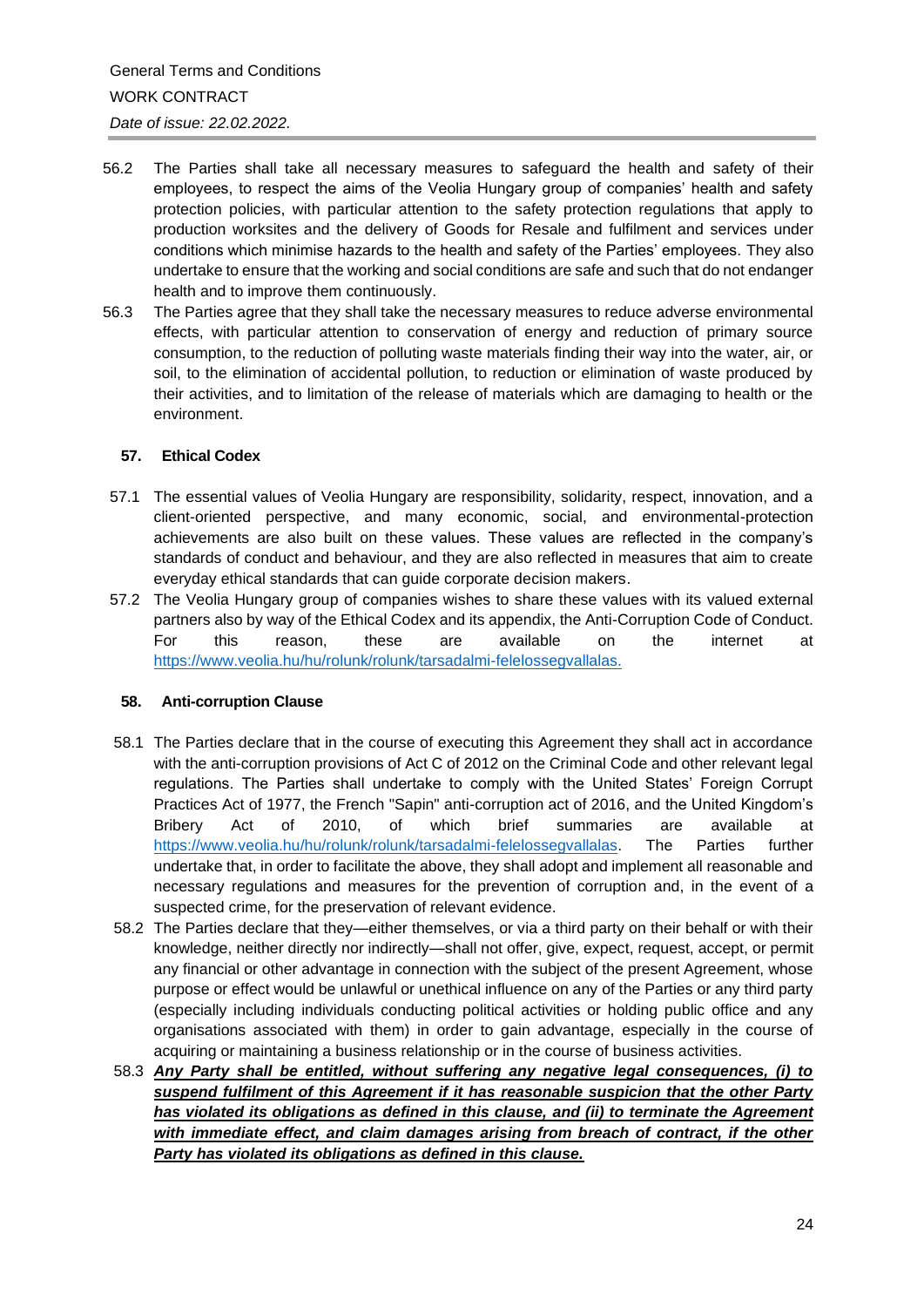56.2 The Parties shall take all necessary measures to safeguard the health and safety of their employees, to respect the aims of the Veolia Hungary group of companies' health and safety protection policies, with particular attention to the safety protection regulations that apply to production worksites and the delivery of Goods for Resale and fulfilment and services under conditions which minimise hazards to the health and safety of the Parties' employees. They also undertake to ensure that the working and social conditions are safe and such that do not endanger health and to improve them continuously.

56.3 The Parties agree that they shall take the necessary measures to reduce adverse environmental effects, with particular attention to conservation of energy and reduction of primary source consumption, to the reduction of polluting waste materials finding their way into the water, air, or soil, to the elimination of accidental pollution, to reduction or elimination of waste produced by their activities, and to limitation of the release of materials which are damaging to health or the environment.

## 57. Ethical Codex

57.1 The essential values of Veolia Hungary are responsibility, solidarity, respect, innovation, and a client-oriented perspective, and many economic, social, and environmental-protection achievements are also built on these values. These values are reflected in the company's standards of conduct and behaviour, and they are also reflected in measures that aim to create everyday ethical standards that can guide corporate decision makers.

57.2 The Veolia Hungary group of companies wishes to share these values with its valued external partners also by way of the Ethical Codex and its appendix, the Anti-Corruption Code of Conduct. For this reason, these are available on the internet at https://www.veolia.hu/hu/rolunk/rolunk/tarsadalmi-felelossegvallalas.

## 58. Anti-corruption Clause

58.1 The Parties declare that in the course of executing this Agreement they shall act in accordance with the anti-corruption provisions of Act C of 2012 on the Criminal Code and other relevant legal regulations. The Parties shall undertake to comply with the United States' Foreign Corrupt Practices Act of 1977, the French "Sapin" anti-corruption act of 2016, and the United Kingdom's Bribery Act of 2010, of which brief summaries are available at https://www.veolia.hu/hu/rolunk/rolunk/tarsadalmi-felelossegvallalas. The Parties further undertake that, in order to facilitate the above, they shall adopt and implement all reasonable and necessary regulations and measures for the prevention of corruption and, in the event of a suspected crime, for the preservation of relevant evidence.

58.2 The Parties declare that they—either themselves, or via a third party on their behalf or with their knowledge, neither directly nor indirectly—shall not offer, give, expect, request, accept, or permit any financial or other advantage in connection with the subject of the present Agreement, whose purpose or effect would be unlawful or unethical influence on any of the Parties or any third party (especially including individuals conducting political activities or holding public office and any organisations associated with them) in order to gain advantage, especially in the course of acquiring or maintaining a business relationship or in the course of business activities.

58.3 ***Any Party shall be entitled, without suffering any negative legal consequences, (i) to suspend fulfilment of this Agreement if it has reasonable suspicion that the other Party has violated its obligations as defined in this clause, and (ii) to terminate the Agreement with immediate effect, and claim damages arising from breach of contract, if the other Party has violated its obligations as defined in this clause.***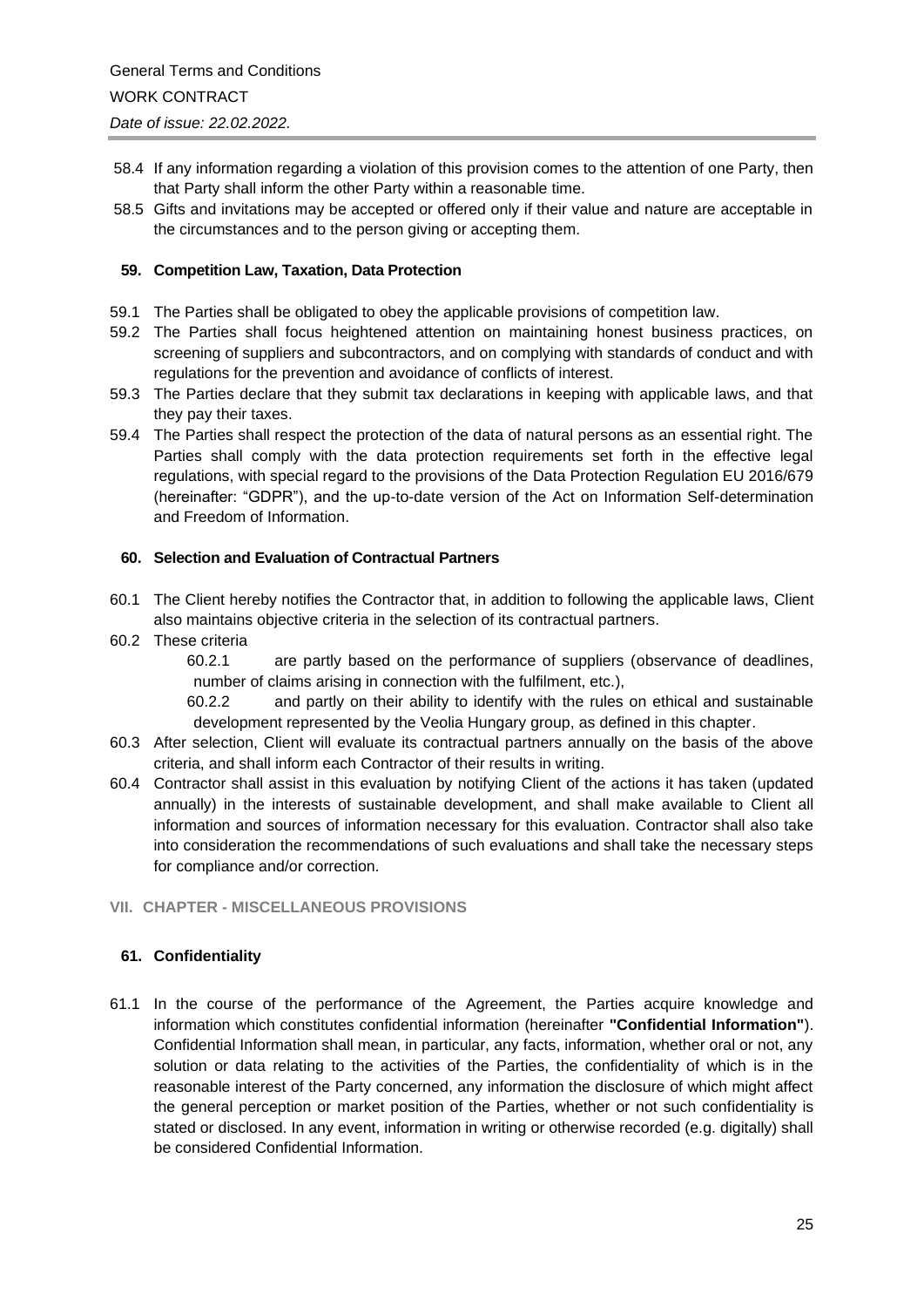58.4 If any information regarding a violation of this provision comes to the attention of one Party, then that Party shall inform the other Party within a reasonable time.

58.5 Gifts and invitations may be accepted or offered only if their value and nature are acceptable in the circumstances and to the person giving or accepting them.

### 59. Competition Law, Taxation, Data Protection

59.1 The Parties shall be obligated to obey the applicable provisions of competition law.

59.2 The Parties shall focus heightened attention on maintaining honest business practices, on screening of suppliers and subcontractors, and on complying with standards of conduct and with regulations for the prevention and avoidance of conflicts of interest.

59.3 The Parties declare that they submit tax declarations in keeping with applicable laws, and that they pay their taxes.

59.4 The Parties shall respect the protection of the data of natural persons as an essential right. The Parties shall comply with the data protection requirements set forth in the effective legal regulations, with special regard to the provisions of the Data Protection Regulation EU 2016/679 (hereinafter: "GDPR"), and the up-to-date version of the Act on Information Self-determination and Freedom of Information.

### 60. Selection and Evaluation of Contractual Partners

60.1 The Client hereby notifies the Contractor that, in addition to following the applicable laws, Client also maintains objective criteria in the selection of its contractual partners.

60.2 These criteria

60.2.1 are partly based on the performance of suppliers (observance of deadlines, number of claims arising in connection with the fulfilment, etc.),

60.2.2 and partly on their ability to identify with the rules on ethical and sustainable development represented by the Veolia Hungary group, as defined in this chapter.

60.3 After selection, Client will evaluate its contractual partners annually on the basis of the above criteria, and shall inform each Contractor of their results in writing.

60.4 Contractor shall assist in this evaluation by notifying Client of the actions it has taken (updated annually) in the interests of sustainable development, and shall make available to Client all information and sources of information necessary for this evaluation. Contractor shall also take into consideration the recommendations of such evaluations and shall take the necessary steps for compliance and/or correction.

## VII. CHAPTER - MISCELLANEOUS PROVISIONS

### 61. Confidentiality

61.1 In the course of the performance of the Agreement, the Parties acquire knowledge and information which constitutes confidential information (hereinafter **"Confidential Information"**). Confidential Information shall mean, in particular, any facts, information, whether oral or not, any solution or data relating to the activities of the Parties, the confidentiality of which is in the reasonable interest of the Party concerned, any information the disclosure of which might affect the general perception or market position of the Parties, whether or not such confidentiality is stated or disclosed. In any event, information in writing or otherwise recorded (e.g. digitally) shall be considered Confidential Information.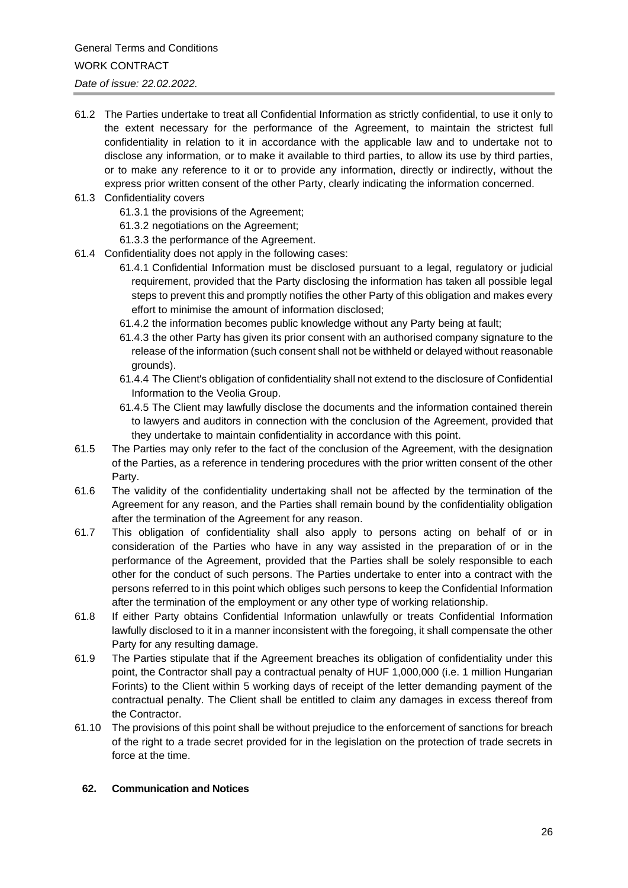61.2 The Parties undertake to treat all Confidential Information as strictly confidential, to use it only to the extent necessary for the performance of the Agreement, to maintain the strictest full confidentiality in relation to it in accordance with the applicable law and to undertake not to disclose any information, or to make it available to third parties, to allow its use by third parties, or to make any reference to it or to provide any information, directly or indirectly, without the express prior written consent of the other Party, clearly indicating the information concerned.

61.3 Confidentiality covers

- 61.3.1 the provisions of the Agreement;
- 61.3.2 negotiations on the Agreement;
- 61.3.3 the performance of the Agreement.

61.4 Confidentiality does not apply in the following cases:

- 61.4.1 Confidential Information must be disclosed pursuant to a legal, regulatory or judicial requirement, provided that the Party disclosing the information has taken all possible legal steps to prevent this and promptly notifies the other Party of this obligation and makes every effort to minimise the amount of information disclosed;
- 61.4.2 the information becomes public knowledge without any Party being at fault;
- 61.4.3 the other Party has given its prior consent with an authorised company signature to the release of the information (such consent shall not be withheld or delayed without reasonable grounds).
- 61.4.4 The Client's obligation of confidentiality shall not extend to the disclosure of Confidential Information to the Veolia Group.
- 61.4.5 The Client may lawfully disclose the documents and the information contained therein to lawyers and auditors in connection with the conclusion of the Agreement, provided that they undertake to maintain confidentiality in accordance with this point.

61.5 The Parties may only refer to the fact of the conclusion of the Agreement, with the designation of the Parties, as a reference in tendering procedures with the prior written consent of the other Party.

61.6 The validity of the confidentiality undertaking shall not be affected by the termination of the Agreement for any reason, and the Parties shall remain bound by the confidentiality obligation after the termination of the Agreement for any reason.

61.7 This obligation of confidentiality shall also apply to persons acting on behalf of or in consideration of the Parties who have in any way assisted in the preparation of or in the performance of the Agreement, provided that the Parties shall be solely responsible to each other for the conduct of such persons. The Parties undertake to enter into a contract with the persons referred to in this point which obliges such persons to keep the Confidential Information after the termination of the employment or any other type of working relationship.

61.8 If either Party obtains Confidential Information unlawfully or treats Confidential Information lawfully disclosed to it in a manner inconsistent with the foregoing, it shall compensate the other Party for any resulting damage.

61.9 The Parties stipulate that if the Agreement breaches its obligation of confidentiality under this point, the Contractor shall pay a contractual penalty of HUF 1,000,000 (i.e. 1 million Hungarian Forints) to the Client within 5 working days of receipt of the letter demanding payment of the contractual penalty. The Client shall be entitled to claim any damages in excess thereof from the Contractor.

61.10 The provisions of this point shall be without prejudice to the enforcement of sanctions for breach of the right to a trade secret provided for in the legislation on the protection of trade secrets in force at the time.

## 62. Communication and Notices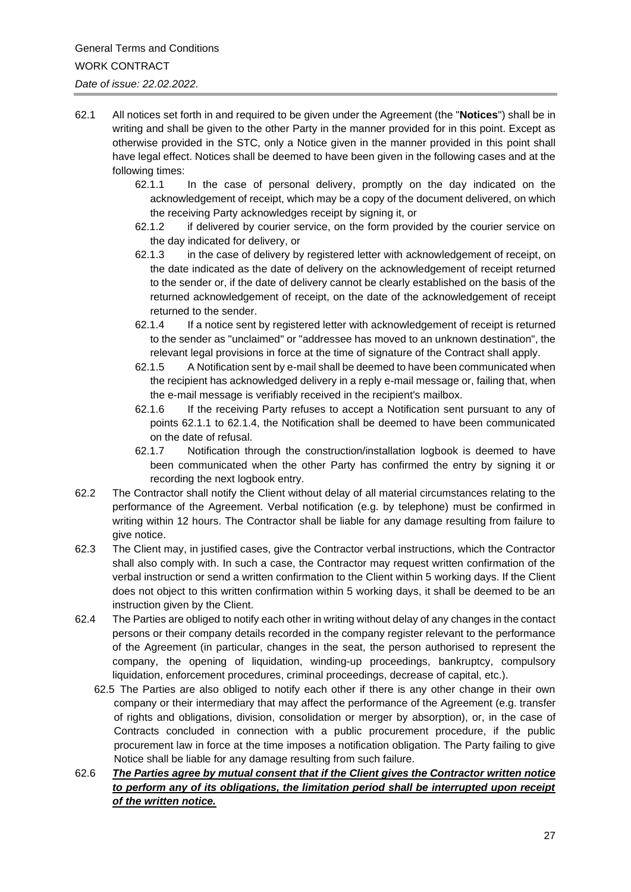62.1 All notices set forth in and required to be given under the Agreement (the "**Notices**") shall be in writing and shall be given to the other Party in the manner provided for in this point. Except as otherwise provided in the STC, only a Notice given in the manner provided in this point shall have legal effect. Notices shall be deemed to have been given in the following cases and at the following times:

62.1.1 In the case of personal delivery, promptly on the day indicated on the acknowledgement of receipt, which may be a copy of the document delivered, on which the receiving Party acknowledges receipt by signing it, or

62.1.2 if delivered by courier service, on the form provided by the courier service on the day indicated for delivery, or

62.1.3 in the case of delivery by registered letter with acknowledgement of receipt, on the date indicated as the date of delivery on the acknowledgement of receipt returned to the sender or, if the date of delivery cannot be clearly established on the basis of the returned acknowledgement of receipt, on the date of the acknowledgement of receipt returned to the sender.

62.1.4 If a notice sent by registered letter with acknowledgement of receipt is returned to the sender as "unclaimed" or "addressee has moved to an unknown destination", the relevant legal provisions in force at the time of signature of the Contract shall apply.

62.1.5 A Notification sent by e-mail shall be deemed to have been communicated when the recipient has acknowledged delivery in a reply e-mail message or, failing that, when the e-mail message is verifiably received in the recipient's mailbox.

62.1.6 If the receiving Party refuses to accept a Notification sent pursuant to any of points 62.1.1 to 62.1.4, the Notification shall be deemed to have been communicated on the date of refusal.

62.1.7 Notification through the construction/installation logbook is deemed to have been communicated when the other Party has confirmed the entry by signing it or recording the next logbook entry.

62.2 The Contractor shall notify the Client without delay of all material circumstances relating to the performance of the Agreement. Verbal notification (e.g. by telephone) must be confirmed in writing within 12 hours. The Contractor shall be liable for any damage resulting from failure to give notice.

62.3 The Client may, in justified cases, give the Contractor verbal instructions, which the Contractor shall also comply with. In such a case, the Contractor may request written confirmation of the verbal instruction or send a written confirmation to the Client within 5 working days. If the Client does not object to this written confirmation within 5 working days, it shall be deemed to be an instruction given by the Client.

62.4 The Parties are obliged to notify each other in writing without delay of any changes in the contact persons or their company details recorded in the company register relevant to the performance of the Agreement (in particular, changes in the seat, the person authorised to represent the company, the opening of liquidation, winding-up proceedings, bankruptcy, compulsory liquidation, enforcement procedures, criminal proceedings, decrease of capital, etc.).

62.5 The Parties are also obliged to notify each other if there is any other change in their own company or their intermediary that may affect the performance of the Agreement (e.g. transfer of rights and obligations, division, consolidation or merger by absorption), or, in the case of Contracts concluded in connection with a public procurement procedure, if the public procurement law in force at the time imposes a notification obligation. The Party failing to give Notice shall be liable for any damage resulting from such failure.

62.6 ***The Parties agree by mutual consent that if the Client gives the Contractor written notice to perform any of its obligations, the limitation period shall be interrupted upon receipt of the written notice.***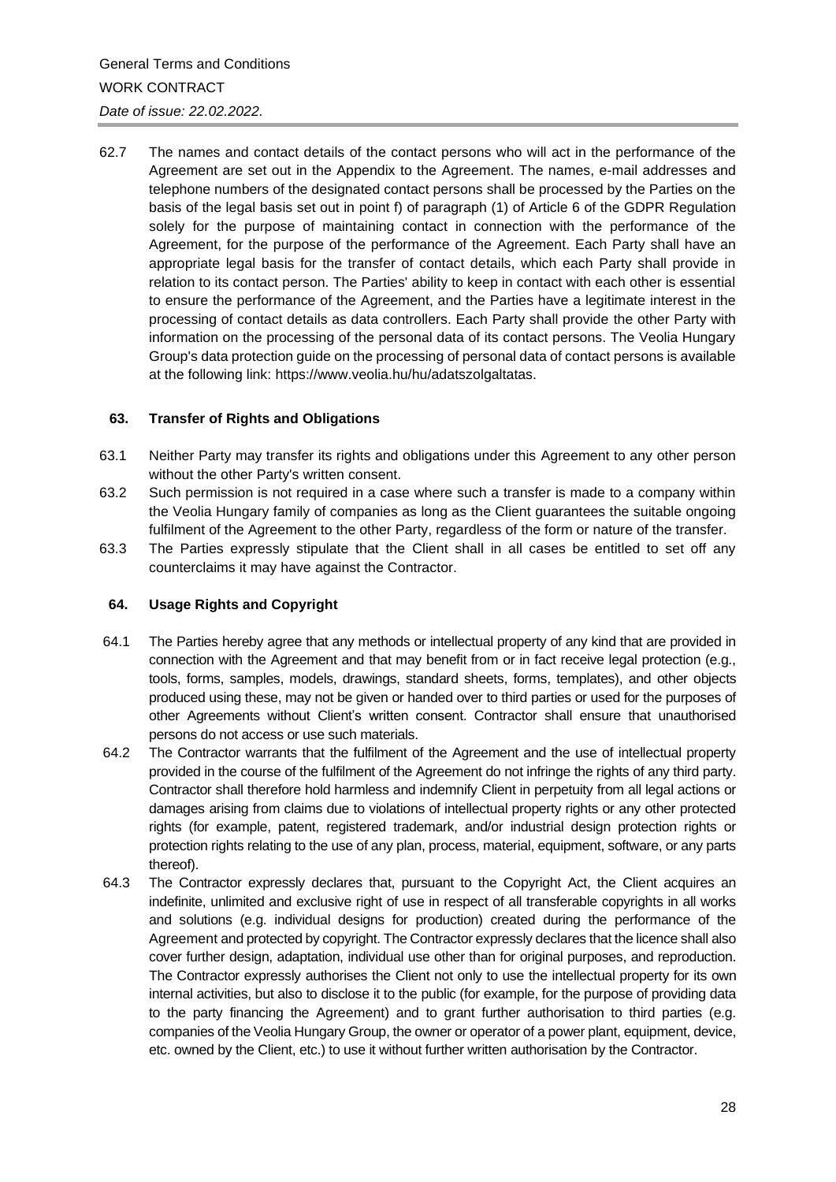62.7 The names and contact details of the contact persons who will act in the performance of the Agreement are set out in the Appendix to the Agreement. The names, e-mail addresses and telephone numbers of the designated contact persons shall be processed by the Parties on the basis of the legal basis set out in point f) of paragraph (1) of Article 6 of the GDPR Regulation solely for the purpose of maintaining contact in connection with the performance of the Agreement, for the purpose of the performance of the Agreement. Each Party shall have an appropriate legal basis for the transfer of contact details, which each Party shall provide in relation to its contact person. The Parties' ability to keep in contact with each other is essential to ensure the performance of the Agreement, and the Parties have a legitimate interest in the processing of contact details as data controllers. Each Party shall provide the other Party with information on the processing of the personal data of its contact persons. The Veolia Hungary Group's data protection guide on the processing of personal data of contact persons is available at the following link: https://www.veolia.hu/hu/adatszolgaltatas.

## 63. Transfer of Rights and Obligations

63.1 Neither Party may transfer its rights and obligations under this Agreement to any other person without the other Party's written consent.

63.2 Such permission is not required in a case where such a transfer is made to a company within the Veolia Hungary family of companies as long as the Client guarantees the suitable ongoing fulfilment of the Agreement to the other Party, regardless of the form or nature of the transfer.

63.3 The Parties expressly stipulate that the Client shall in all cases be entitled to set off any counterclaims it may have against the Contractor.

## 64. Usage Rights and Copyright

64.1 The Parties hereby agree that any methods or intellectual property of any kind that are provided in connection with the Agreement and that may benefit from or in fact receive legal protection (e.g., tools, forms, samples, models, drawings, standard sheets, forms, templates), and other objects produced using these, may not be given or handed over to third parties or used for the purposes of other Agreements without Client's written consent. Contractor shall ensure that unauthorised persons do not access or use such materials.

64.2 The Contractor warrants that the fulfilment of the Agreement and the use of intellectual property provided in the course of the fulfilment of the Agreement do not infringe the rights of any third party. Contractor shall therefore hold harmless and indemnify Client in perpetuity from all legal actions or damages arising from claims due to violations of intellectual property rights or any other protected rights (for example, patent, registered trademark, and/or industrial design protection rights or protection rights relating to the use of any plan, process, material, equipment, software, or any parts thereof).

64.3 The Contractor expressly declares that, pursuant to the Copyright Act, the Client acquires an indefinite, unlimited and exclusive right of use in respect of all transferable copyrights in all works and solutions (e.g. individual designs for production) created during the performance of the Agreement and protected by copyright. The Contractor expressly declares that the licence shall also cover further design, adaptation, individual use other than for original purposes, and reproduction. The Contractor expressly authorises the Client not only to use the intellectual property for its own internal activities, but also to disclose it to the public (for example, for the purpose of providing data to the party financing the Agreement) and to grant further authorisation to third parties (e.g. companies of the Veolia Hungary Group, the owner or operator of a power plant, equipment, device, etc. owned by the Client, etc.) to use it without further written authorisation by the Contractor.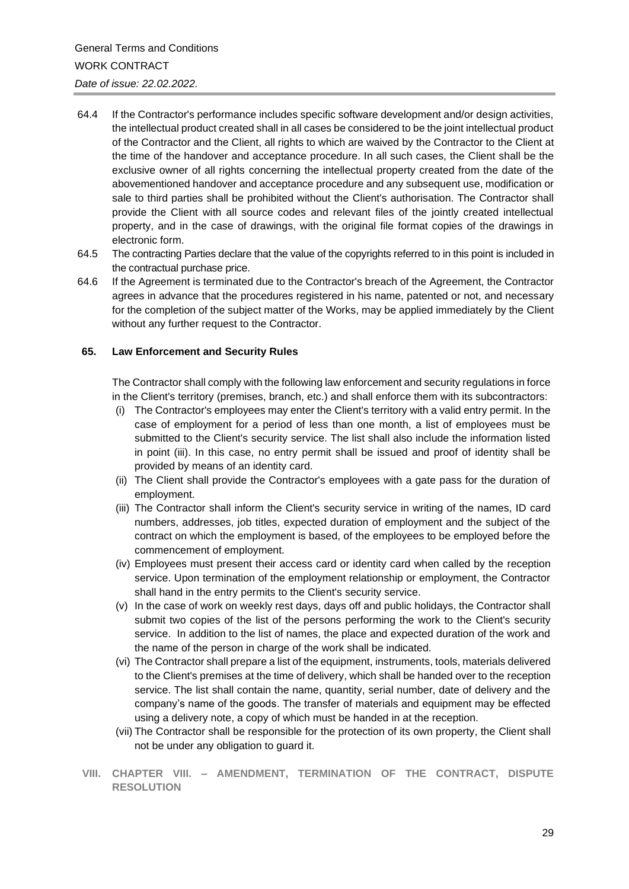64.4 If the Contractor's performance includes specific software development and/or design activities, the intellectual product created shall in all cases be considered to be the joint intellectual product of the Contractor and the Client, all rights to which are waived by the Contractor to the Client at the time of the handover and acceptance procedure. In all such cases, the Client shall be the exclusive owner of all rights concerning the intellectual property created from the date of the abovementioned handover and acceptance procedure and any subsequent use, modification or sale to third parties shall be prohibited without the Client's authorisation. The Contractor shall provide the Client with all source codes and relevant files of the jointly created intellectual property, and in the case of drawings, with the original file format copies of the drawings in electronic form.

64.5 The contracting Parties declare that the value of the copyrights referred to in this point is included in the contractual purchase price.

64.6 If the Agreement is terminated due to the Contractor's breach of the Agreement, the Contractor agrees in advance that the procedures registered in his name, patented or not, and necessary for the completion of the subject matter of the Works, may be applied immediately by the Client without any further request to the Contractor.

### 65. Law Enforcement and Security Rules

The Contractor shall comply with the following law enforcement and security regulations in force in the Client's territory (premises, branch, etc.) and shall enforce them with its subcontractors:

(i) The Contractor's employees may enter the Client's territory with a valid entry permit. In the case of employment for a period of less than one month, a list of employees must be submitted to the Client's security service. The list shall also include the information listed in point (iii). In this case, no entry permit shall be issued and proof of identity shall be provided by means of an identity card.

(ii) The Client shall provide the Contractor's employees with a gate pass for the duration of employment.

(iii) The Contractor shall inform the Client's security service in writing of the names, ID card numbers, addresses, job titles, expected duration of employment and the subject of the contract on which the employment is based, of the employees to be employed before the commencement of employment.

(iv) Employees must present their access card or identity card when called by the reception service. Upon termination of the employment relationship or employment, the Contractor shall hand in the entry permits to the Client's security service.

(v) In the case of work on weekly rest days, days off and public holidays, the Contractor shall submit two copies of the list of the persons performing the work to the Client's security service. In addition to the list of names, the place and expected duration of the work and the name of the person in charge of the work shall be indicated.

(vi) The Contractor shall prepare a list of the equipment, instruments, tools, materials delivered to the Client's premises at the time of delivery, which shall be handed over to the reception service. The list shall contain the name, quantity, serial number, date of delivery and the company's name of the goods. The transfer of materials and equipment may be effected using a delivery note, a copy of which must be handed in at the reception.

(vii) The Contractor shall be responsible for the protection of its own property, the Client shall not be under any obligation to guard it.

## VIII. CHAPTER VIII. – AMENDMENT, TERMINATION OF THE CONTRACT, DISPUTE RESOLUTION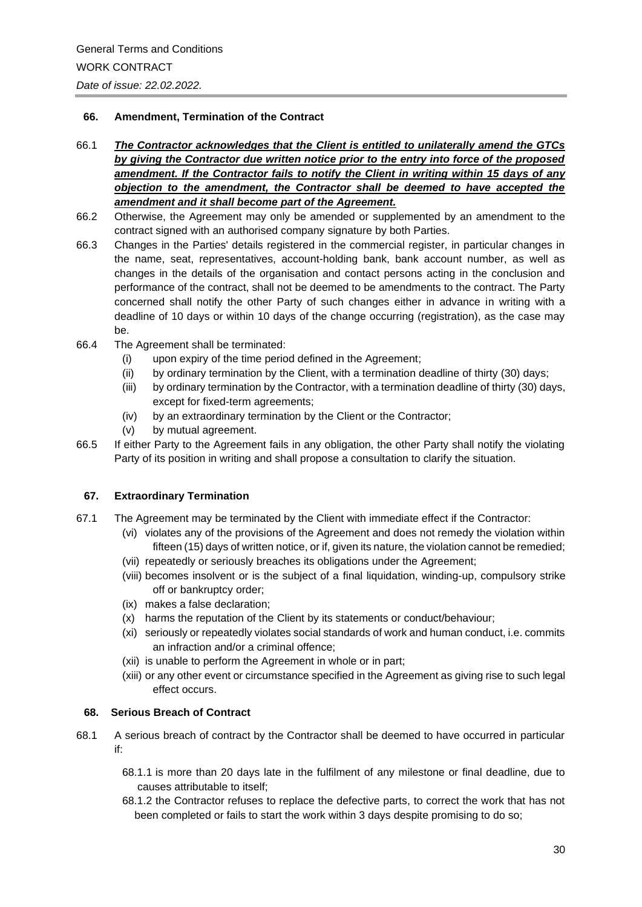### 66. Amendment, Termination of the Contract

66.1 ***The Contractor acknowledges that the Client is entitled to unilaterally amend the GTCs by giving the Contractor due written notice prior to the entry into force of the proposed amendment. If the Contractor fails to notify the Client in writing within 15 days of any objection to the amendment, the Contractor shall be deemed to have accepted the amendment and it shall become part of the Agreement.***

66.2 Otherwise, the Agreement may only be amended or supplemented by an amendment to the contract signed with an authorised company signature by both Parties.

66.3 Changes in the Parties' details registered in the commercial register, in particular changes in the name, seat, representatives, account-holding bank, bank account number, as well as changes in the details of the organisation and contact persons acting in the conclusion and performance of the contract, shall not be deemed to be amendments to the contract. The Party concerned shall notify the other Party of such changes either in advance in writing with a deadline of 10 days or within 10 days of the change occurring (registration), as the case may be.

66.4 The Agreement shall be terminated:

- (i) upon expiry of the time period defined in the Agreement;
- (ii) by ordinary termination by the Client, with a termination deadline of thirty (30) days;
- (iii) by ordinary termination by the Contractor, with a termination deadline of thirty (30) days, except for fixed-term agreements;
- (iv) by an extraordinary termination by the Client or the Contractor;
- (v) by mutual agreement.

66.5 If either Party to the Agreement fails in any obligation, the other Party shall notify the violating Party of its position in writing and shall propose a consultation to clarify the situation.

### 67. Extraordinary Termination

67.1 The Agreement may be terminated by the Client with immediate effect if the Contractor:

- (vi) violates any of the provisions of the Agreement and does not remedy the violation within fifteen (15) days of written notice, or if, given its nature, the violation cannot be remedied;
- (vii) repeatedly or seriously breaches its obligations under the Agreement;
- (viii) becomes insolvent or is the subject of a final liquidation, winding-up, compulsory strike off or bankruptcy order;
- (ix) makes a false declaration;
- (x) harms the reputation of the Client by its statements or conduct/behaviour;
- (xi) seriously or repeatedly violates social standards of work and human conduct, i.e. commits an infraction and/or a criminal offence;
- (xii) is unable to perform the Agreement in whole or in part;
- (xiii) or any other event or circumstance specified in the Agreement as giving rise to such legal effect occurs.

### 68. Serious Breach of Contract

68.1 A serious breach of contract by the Contractor shall be deemed to have occurred in particular if:

68.1.1 is more than 20 days late in the fulfilment of any milestone or final deadline, due to causes attributable to itself;

68.1.2 the Contractor refuses to replace the defective parts, to correct the work that has not been completed or fails to start the work within 3 days despite promising to do so;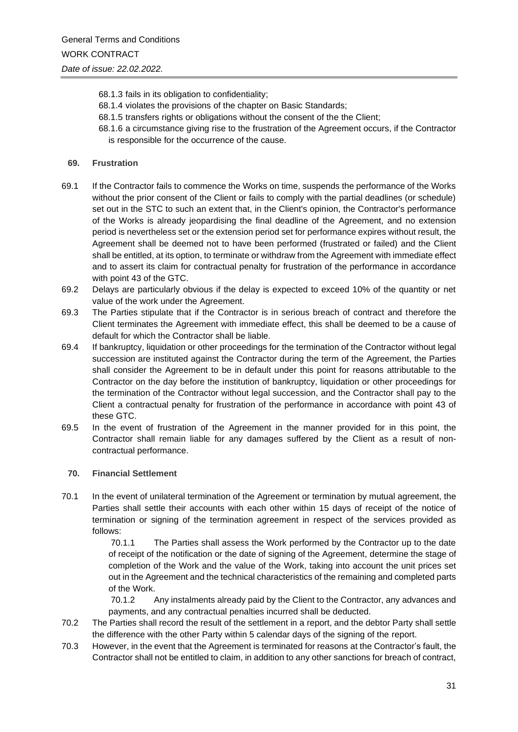68.1.3 fails in its obligation to confidentiality;
68.1.4 violates the provisions of the chapter on Basic Standards;
68.1.5 transfers rights or obligations without the consent of the the Client;
68.1.6 a circumstance giving rise to the frustration of the Agreement occurs, if the Contractor is responsible for the occurrence of the cause.

## 69. Frustration

69.1 If the Contractor fails to commence the Works on time, suspends the performance of the Works without the prior consent of the Client or fails to comply with the partial deadlines (or schedule) set out in the STC to such an extent that, in the Client's opinion, the Contractor's performance of the Works is already jeopardising the final deadline of the Agreement, and no extension period is nevertheless set or the extension period set for performance expires without result, the Agreement shall be deemed not to have been performed (frustrated or failed) and the Client shall be entitled, at its option, to terminate or withdraw from the Agreement with immediate effect and to assert its claim for contractual penalty for frustration of the performance in accordance with point 43 of the GTC.

69.2 Delays are particularly obvious if the delay is expected to exceed 10% of the quantity or net value of the work under the Agreement.

69.3 The Parties stipulate that if the Contractor is in serious breach of contract and therefore the Client terminates the Agreement with immediate effect, this shall be deemed to be a cause of default for which the Contractor shall be liable.

69.4 If bankruptcy, liquidation or other proceedings for the termination of the Contractor without legal succession are instituted against the Contractor during the term of the Agreement, the Parties shall consider the Agreement to be in default under this point for reasons attributable to the Contractor on the day before the institution of bankruptcy, liquidation or other proceedings for the termination of the Contractor without legal succession, and the Contractor shall pay to the Client a contractual penalty for frustration of the performance in accordance with point 43 of these GTC.

69.5 In the event of frustration of the Agreement in the manner provided for in this point, the Contractor shall remain liable for any damages suffered by the Client as a result of non-contractual performance.

## 70. Financial Settlement

70.1 In the event of unilateral termination of the Agreement or termination by mutual agreement, the Parties shall settle their accounts with each other within 15 days of receipt of the notice of termination or signing of the termination agreement in respect of the services provided as follows:

70.1.1 The Parties shall assess the Work performed by the Contractor up to the date of receipt of the notification or the date of signing of the Agreement, determine the stage of completion of the Work and the value of the Work, taking into account the unit prices set out in the Agreement and the technical characteristics of the remaining and completed parts of the Work.

70.1.2 Any instalments already paid by the Client to the Contractor, any advances and payments, and any contractual penalties incurred shall be deducted.

70.2 The Parties shall record the result of the settlement in a report, and the debtor Party shall settle the difference with the other Party within 5 calendar days of the signing of the report.

70.3 However, in the event that the Agreement is terminated for reasons at the Contractor's fault, the Contractor shall not be entitled to claim, in addition to any other sanctions for breach of contract,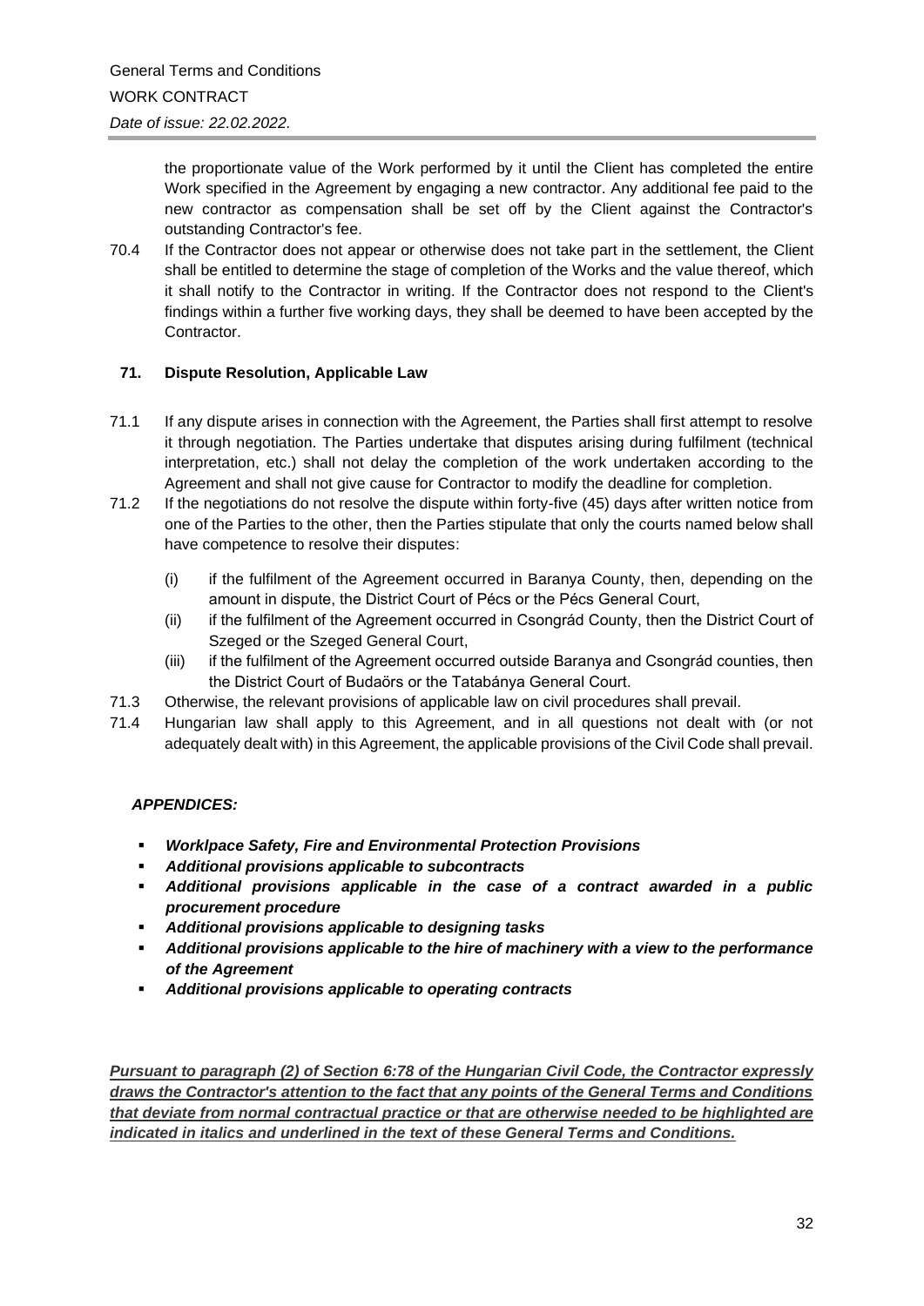the proportionate value of the Work performed by it until the Client has completed the entire Work specified in the Agreement by engaging a new contractor. Any additional fee paid to the new contractor as compensation shall be set off by the Client against the Contractor's outstanding Contractor's fee.

70.4 If the Contractor does not appear or otherwise does not take part in the settlement, the Client shall be entitled to determine the stage of completion of the Works and the value thereof, which it shall notify to the Contractor in writing. If the Contractor does not respond to the Client's findings within a further five working days, they shall be deemed to have been accepted by the Contractor.

## 71. Dispute Resolution, Applicable Law

71.1 If any dispute arises in connection with the Agreement, the Parties shall first attempt to resolve it through negotiation. The Parties undertake that disputes arising during fulfilment (technical interpretation, etc.) shall not delay the completion of the work undertaken according to the Agreement and shall not give cause for Contractor to modify the deadline for completion.

71.2 If the negotiations do not resolve the dispute within forty-five (45) days after written notice from one of the Parties to the other, then the Parties stipulate that only the courts named below shall have competence to resolve their disputes:

(i) if the fulfilment of the Agreement occurred in Baranya County, then, depending on the amount in dispute, the District Court of Pécs or the Pécs General Court,

(ii) if the fulfilment of the Agreement occurred in Csongrád County, then the District Court of Szeged or the Szeged General Court,

(iii) if the fulfilment of the Agreement occurred outside Baranya and Csongrád counties, then the District Court of Budaörs or the Tatabánya General Court.

71.3 Otherwise, the relevant provisions of applicable law on civil procedures shall prevail.

71.4 Hungarian law shall apply to this Agreement, and in all questions not dealt with (or not adequately dealt with) in this Agreement, the applicable provisions of the Civil Code shall prevail.

***APPENDICES:***

- ***Worklpace Safety, Fire and Environmental Protection Provisions***
- ***Additional provisions applicable to subcontracts***
- ***Additional provisions applicable in the case of a contract awarded in a public procurement procedure***
- ***Additional provisions applicable to designing tasks***
- ***Additional provisions applicable to the hire of machinery with a view to the performance of the Agreement***
- ***Additional provisions applicable to operating contracts***

<u>***Pursuant to paragraph (2) of Section 6:78 of the Hungarian Civil Code, the Contractor expressly draws the Contractor's attention to the fact that any points of the General Terms and Conditions that deviate from normal contractual practice or that are otherwise needed to be highlighted are indicated in italics and underlined in the text of these General Terms and Conditions.***</u>